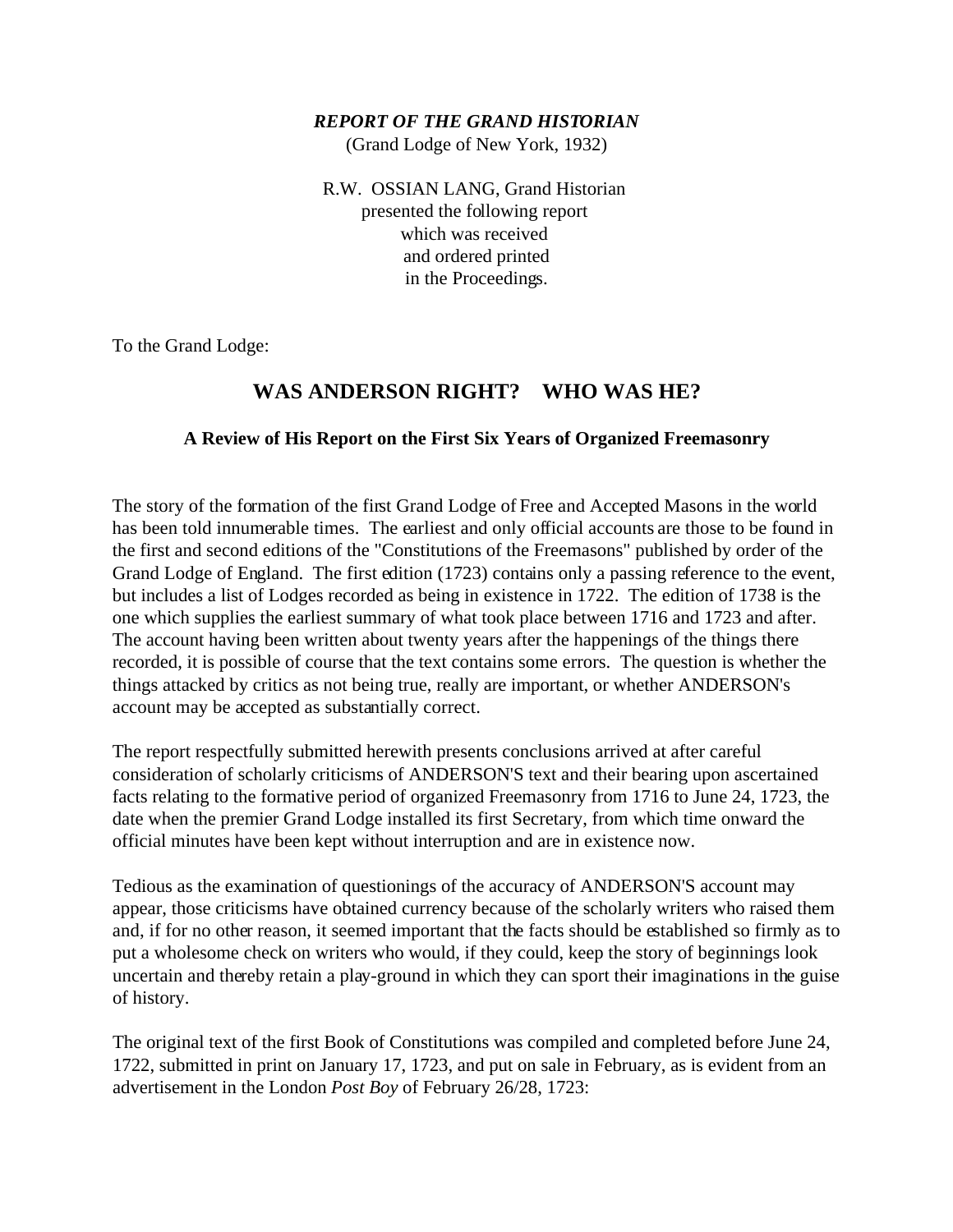***REPORT OF THE GRAND HISTORIAN***

(Grand Lodge of New York, 1932)

R.W. OSSIAN LANG, Grand Historian
presented the following report
which was received
and ordered printed
in the Proceedings.

To the Grand Lodge:

# WAS ANDERSON RIGHT? WHO WAS HE?

### A Review of His Report on the First Six Years of Organized Freemasonry

The story of the formation of the first Grand Lodge of Free and Accepted Masons in the world has been told innumerable times. The earliest and only official accounts are those to be found in the first and second editions of the "Constitutions of the Freemasons" published by order of the Grand Lodge of England. The first edition (1723) contains only a passing reference to the event, but includes a list of Lodges recorded as being in existence in 1722. The edition of 1738 is the one which supplies the earliest summary of what took place between 1716 and 1723 and after. The account having been written about twenty years after the happenings of the things there recorded, it is possible of course that the text contains some errors. The question is whether the things attacked by critics as not being true, really are important, or whether ANDERSON's account may be accepted as substantially correct.

The report respectfully submitted herewith presents conclusions arrived at after careful consideration of scholarly criticisms of ANDERSON'S text and their bearing upon ascertained facts relating to the formative period of organized Freemasonry from 1716 to June 24, 1723, the date when the premier Grand Lodge installed its first Secretary, from which time onward the official minutes have been kept without interruption and are in existence now.

Tedious as the examination of questionings of the accuracy of ANDERSON'S account may appear, those criticisms have obtained currency because of the scholarly writers who raised them and, if for no other reason, it seemed important that the facts should be established so firmly as to put a wholesome check on writers who would, if they could, keep the story of beginnings look uncertain and thereby retain a play-ground in which they can sport their imaginations in the guise of history.

The original text of the first Book of Constitutions was compiled and completed before June 24, 1722, submitted in print on January 17, 1723, and put on sale in February, as is evident from an advertisement in the London *Post Boy* of February 26/28, 1723: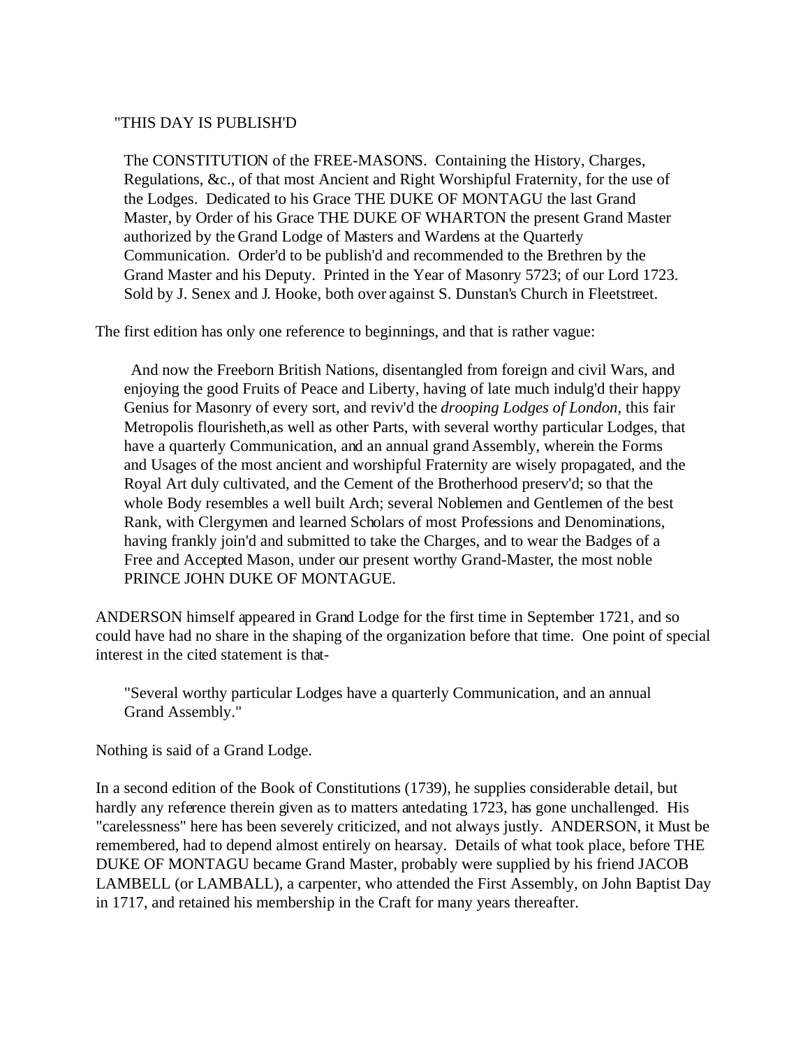> "THIS DAY IS PUBLISH'D
>
> The CONSTITUTION of the FREE-MASONS. Containing the History, Charges, Regulations, &c., of that most Ancient and Right Worshipful Fraternity, for the use of the Lodges. Dedicated to his Grace THE DUKE OF MONTAGU the last Grand Master, by Order of his Grace THE DUKE OF WHARTON the present Grand Master authorized by the Grand Lodge of Masters and Wardens at the Quarterly Communication. Order'd to be publish'd and recommended to the Brethren by the Grand Master and his Deputy. Printed in the Year of Masonry 5723; of our Lord 1723. Sold by J. Senex and J. Hooke, both over against S. Dunstan's Church in Fleetstreet.

The first edition has only one reference to beginnings, and that is rather vague:

> And now the Freeborn British Nations, disentangled from foreign and civil Wars, and enjoying the good Fruits of Peace and Liberty, having of late much indulg'd their happy Genius for Masonry of every sort, and reviv'd the *drooping Lodges of London,* this fair Metropolis flourisheth,as well as other Parts, with several worthy particular Lodges, that have a quarterly Communication, and an annual grand Assembly, wherein the Forms and Usages of the most ancient and worshipful Fraternity are wisely propagated, and the Royal Art duly cultivated, and the Cement of the Brotherhood preserv'd; so that the whole Body resembles a well built Arch; several Noblemen and Gentlemen of the best Rank, with Clergymen and learned Scholars of most Professions and Denominations, having frankly join'd and submitted to take the Charges, and to wear the Badges of a Free and Accepted Mason, under our present worthy Grand-Master, the most noble PRINCE JOHN DUKE OF MONTAGUE.

ANDERSON himself appeared in Grand Lodge for the first time in September 1721, and so could have had no share in the shaping of the organization before that time. One point of special interest in the cited statement is that-

> "Several worthy particular Lodges have a quarterly Communication, and an annual Grand Assembly."

Nothing is said of a Grand Lodge.

In a second edition of the Book of Constitutions (1739), he supplies considerable detail, but hardly any reference therein given as to matters antedating 1723, has gone unchallenged. His "carelessness" here has been severely criticized, and not always justly. ANDERSON, it Must be remembered, had to depend almost entirely on hearsay. Details of what took place, before THE DUKE OF MONTAGU became Grand Master, probably were supplied by his friend JACOB LAMBELL (or LAMBALL), a carpenter, who attended the First Assembly, on John Baptist Day in 1717, and retained his membership in the Craft for many years thereafter.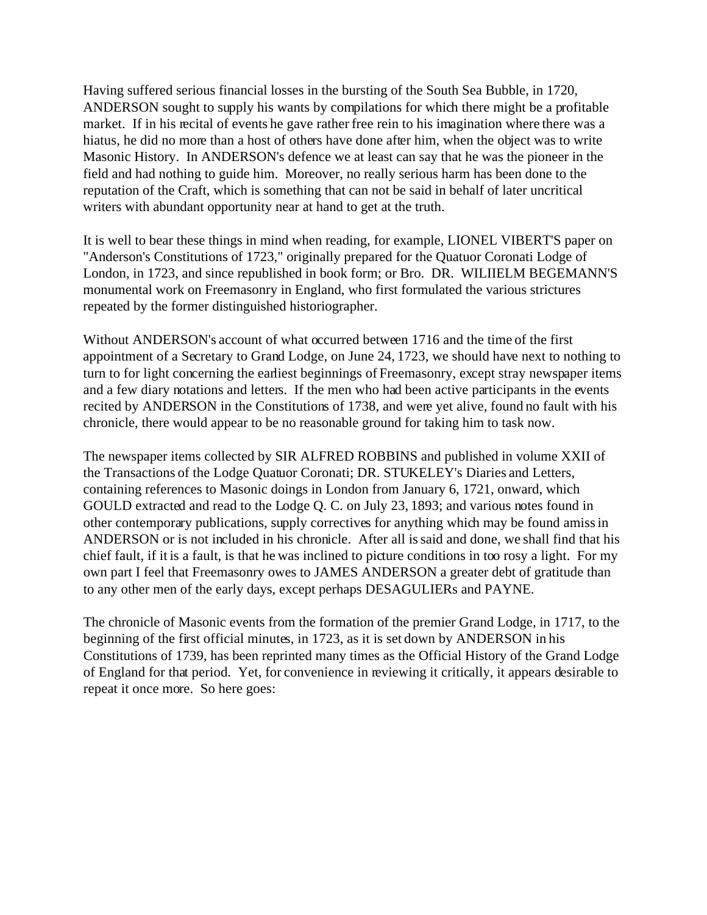Having suffered serious financial losses in the bursting of the South Sea Bubble, in 1720, ANDERSON sought to supply his wants by compilations for which there might be a profitable market. If in his recital of events he gave rather free rein to his imagination where there was a hiatus, he did no more than a host of others have done after him, when the object was to write Masonic History. In ANDERSON's defence we at least can say that he was the pioneer in the field and had nothing to guide him. Moreover, no really serious harm has been done to the reputation of the Craft, which is something that can not be said in behalf of later uncritical writers with abundant opportunity near at hand to get at the truth.

It is well to bear these things in mind when reading, for example, LIONEL VIBERT'S paper on "Anderson's Constitutions of 1723," originally prepared for the Quatuor Coronati Lodge of London, in 1723, and since republished in book form; or Bro. DR. WILIIELM BEGEMANN'S monumental work on Freemasonry in England, who first formulated the various strictures repeated by the former distinguished historiographer.

Without ANDERSON's account of what occurred between 1716 and the time of the first appointment of a Secretary to Grand Lodge, on June 24, 1723, we should have next to nothing to turn to for light concerning the earliest beginnings of Freemasonry, except stray newspaper items and a few diary notations and letters. If the men who had been active participants in the events recited by ANDERSON in the Constitutions of 1738, and were yet alive, found no fault with his chronicle, there would appear to be no reasonable ground for taking him to task now.

The newspaper items collected by SIR ALFRED ROBBINS and published in volume XXII of the Transactions of the Lodge Quatuor Coronati; DR. STUKELEY's Diaries and Letters, containing references to Masonic doings in London from January 6, 1721, onward, which GOULD extracted and read to the Lodge Q. C. on July 23, 1893; and various notes found in other contemporary publications, supply correctives for anything which may be found amiss in ANDERSON or is not included in his chronicle. After all is said and done, we shall find that his chief fault, if it is a fault, is that he was inclined to picture conditions in too rosy a light. For my own part I feel that Freemasonry owes to JAMES ANDERSON a greater debt of gratitude than to any other men of the early days, except perhaps DESAGULIERs and PAYNE.

The chronicle of Masonic events from the formation of the premier Grand Lodge, in 1717, to the beginning of the first official minutes, in 1723, as it is set down by ANDERSON in his Constitutions of 1739, has been reprinted many times as the Official History of the Grand Lodge of England for that period. Yet, for convenience in reviewing it critically, it appears desirable to repeat it once more. So here goes: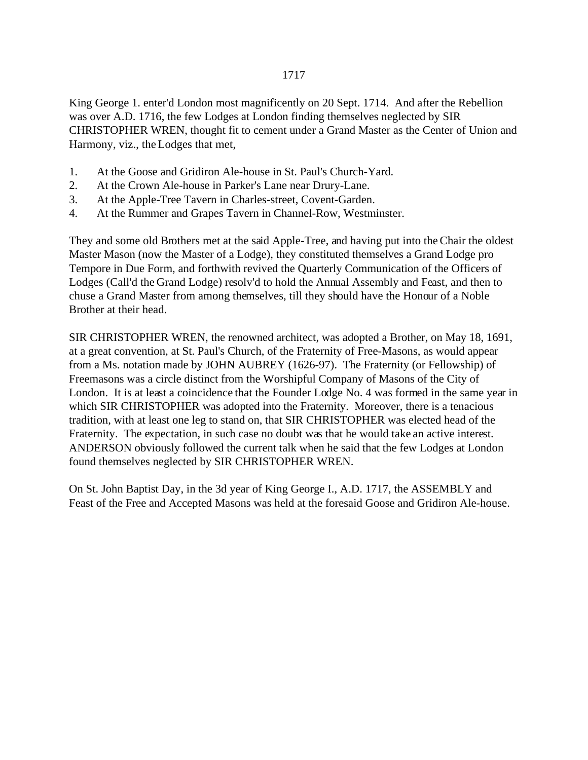# 1717

King George 1. enter'd London most magnificently on 20 Sept. 1714. And after the Rebellion was over A.D. 1716, the few Lodges at London finding themselves neglected by SIR CHRISTOPHER WREN, thought fit to cement under a Grand Master as the Center of Union and Harmony, viz., the Lodges that met,

1. At the Goose and Gridiron Ale-house in St. Paul's Church-Yard.
2. At the Crown Ale-house in Parker's Lane near Drury-Lane.
3. At the Apple-Tree Tavern in Charles-street, Covent-Garden.
4. At the Rummer and Grapes Tavern in Channel-Row, Westminster.

They and some old Brothers met at the said Apple-Tree, and having put into the Chair the oldest Master Mason (now the Master of a Lodge), they constituted themselves a Grand Lodge pro Tempore in Due Form, and forthwith revived the Quarterly Communication of the Officers of Lodges (Call'd the Grand Lodge) resolv'd to hold the Annual Assembly and Feast, and then to chuse a Grand Master from among themselves, till they should have the Honour of a Noble Brother at their head.

SIR CHRISTOPHER WREN, the renowned architect, was adopted a Brother, on May 18, 1691, at a great convention, at St. Paul's Church, of the Fraternity of Free-Masons, as would appear from a Ms. notation made by JOHN AUBREY (1626-97). The Fraternity (or Fellowship) of Freemasons was a circle distinct from the Worshipful Company of Masons of the City of London. It is at least a coincidence that the Founder Lodge No. 4 was formed in the same year in which SIR CHRISTOPHER was adopted into the Fraternity. Moreover, there is a tenacious tradition, with at least one leg to stand on, that SIR CHRISTOPHER was elected head of the Fraternity. The expectation, in such case no doubt was that he would take an active interest. ANDERSON obviously followed the current talk when he said that the few Lodges at London found themselves neglected by SIR CHRISTOPHER WREN.

On St. John Baptist Day, in the 3d year of King George I., A.D. 1717, the ASSEMBLY and Feast of the Free and Accepted Masons was held at the foresaid Goose and Gridiron Ale-house.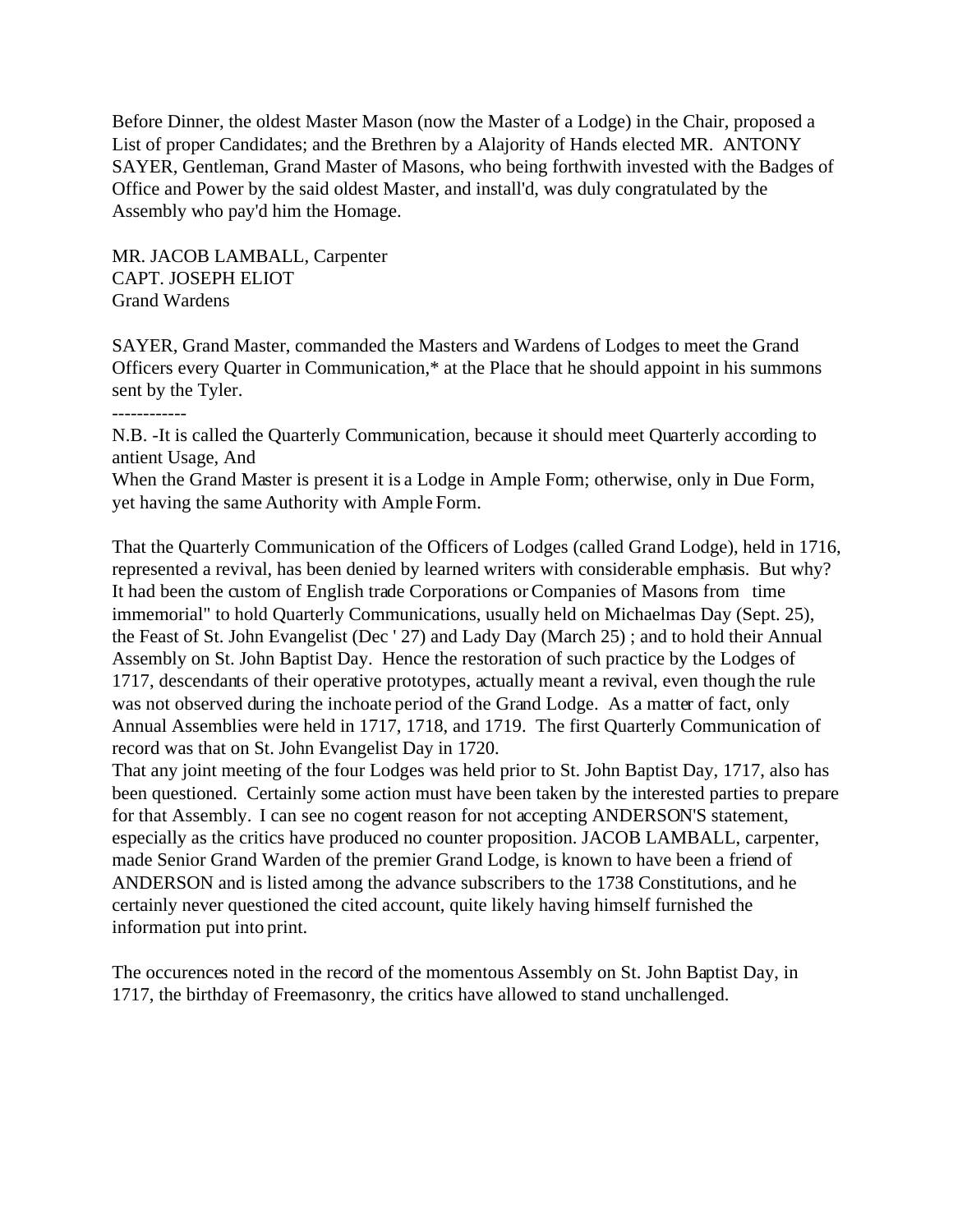Before Dinner, the oldest Master Mason (now the Master of a Lodge) in the Chair, proposed a List of proper Candidates; and the Brethren by a Alajority of Hands elected MR. ANTONY SAYER, Gentleman, Grand Master of Masons, who being forthwith invested with the Badges of Office and Power by the said oldest Master, and install'd, was duly congratulated by the Assembly who pay'd him the Homage.

MR. JACOB LAMBALL, Carpenter
CAPT. JOSEPH ELIOT
Grand Wardens

SAYER, Grand Master, commanded the Masters and Wardens of Lodges to meet the Grand Officers every Quarter in Communication,* at the Place that he should appoint in his summons sent by the Tyler.

------------

N.B. -It is called the Quarterly Communication, because it should meet Quarterly according to antient Usage, And
When the Grand Master is present it is a Lodge in Ample Form; otherwise, only in Due Form, yet having the same Authority with Ample Form.

That the Quarterly Communication of the Officers of Lodges (called Grand Lodge), held in 1716, represented a revival, has been denied by learned writers with considerable emphasis. But why? It had been the custom of English trade Corporations or Companies of Masons from time immemorial" to hold Quarterly Communications, usually held on Michaelmas Day (Sept. 25), the Feast of St. John Evangelist (Dec ' 27) and Lady Day (March 25) ; and to hold their Annual Assembly on St. John Baptist Day. Hence the restoration of such practice by the Lodges of 1717, descendants of their operative prototypes, actually meant a revival, even though the rule was not observed during the inchoate period of the Grand Lodge. As a matter of fact, only Annual Assemblies were held in 1717, 1718, and 1719. The first Quarterly Communication of record was that on St. John Evangelist Day in 1720.
That any joint meeting of the four Lodges was held prior to St. John Baptist Day, 1717, also has been questioned. Certainly some action must have been taken by the interested parties to prepare for that Assembly. I can see no cogent reason for not accepting ANDERSON'S statement, especially as the critics have produced no counter proposition. JACOB LAMBALL, carpenter, made Senior Grand Warden of the premier Grand Lodge, is known to have been a friend of ANDERSON and is listed among the advance subscribers to the 1738 Constitutions, and he certainly never questioned the cited account, quite likely having himself furnished the information put into print.

The occurences noted in the record of the momentous Assembly on St. John Baptist Day, in 1717, the birthday of Freemasonry, the critics have allowed to stand unchallenged.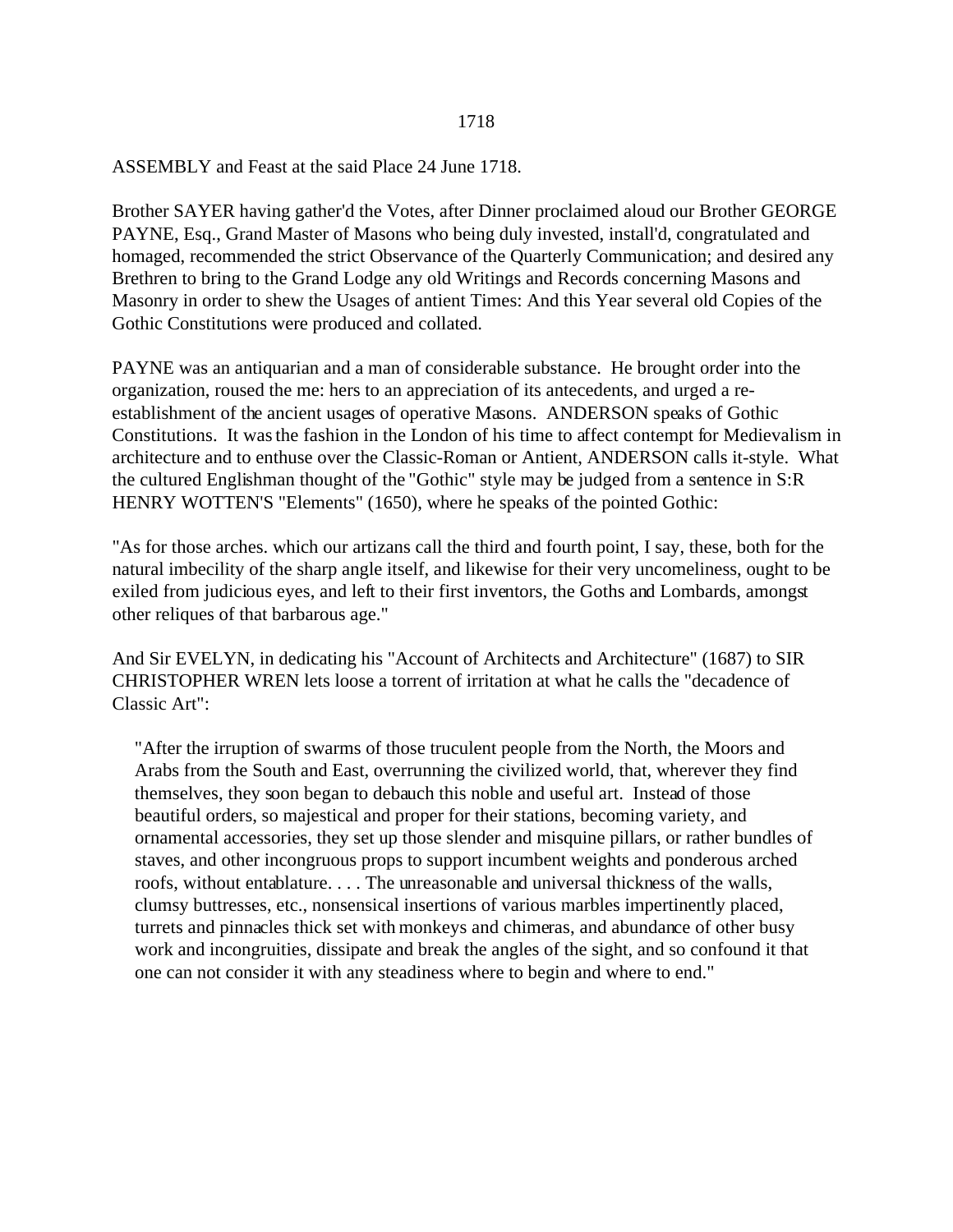# 1718

ASSEMBLY and Feast at the said Place 24 June 1718.

Brother SAYER having gather'd the Votes, after Dinner proclaimed aloud our Brother GEORGE PAYNE, Esq., Grand Master of Masons who being duly invested, install'd, congratulated and homaged, recommended the strict Observance of the Quarterly Communication; and desired any Brethren to bring to the Grand Lodge any old Writings and Records concerning Masons and Masonry in order to shew the Usages of antient Times: And this Year several old Copies of the Gothic Constitutions were produced and collated.

PAYNE was an antiquarian and a man of considerable substance. He brought order into the organization, roused the me: hers to an appreciation of its antecedents, and urged a re-establishment of the ancient usages of operative Masons. ANDERSON speaks of Gothic Constitutions. It was the fashion in the London of his time to affect contempt for Medievalism in architecture and to enthuse over the Classic-Roman or Antient, ANDERSON calls it-style. What the cultured Englishman thought of the "Gothic" style may be judged from a sentence in S:R HENRY WOTTEN'S "Elements" (1650), where he speaks of the pointed Gothic:

"As for those arches. which our artizans call the third and fourth point, I say, these, both for the natural imbecility of the sharp angle itself, and likewise for their very uncomeliness, ought to be exiled from judicious eyes, and left to their first inventors, the Goths and Lombards, amongst other reliques of that barbarous age."

And Sir EVELYN, in dedicating his "Account of Architects and Architecture" (1687) to SIR CHRISTOPHER WREN lets loose a torrent of irritation at what he calls the "decadence of Classic Art":

> "After the irruption of swarms of those truculent people from the North, the Moors and Arabs from the South and East, overrunning the civilized world, that, wherever they find themselves, they soon began to debauch this noble and useful art. Instead of those beautiful orders, so majestical and proper for their stations, becoming variety, and ornamental accessories, they set up those slender and misquine pillars, or rather bundles of staves, and other incongruous props to support incumbent weights and ponderous arched roofs, without entablature. . . . The unreasonable and universal thickness of the walls, clumsy buttresses, etc., nonsensical insertions of various marbles impertinently placed, turrets and pinnacles thick set with monkeys and chimeras, and abundance of other busy work and incongruities, dissipate and break the angles of the sight, and so confound it that one can not consider it with any steadiness where to begin and where to end."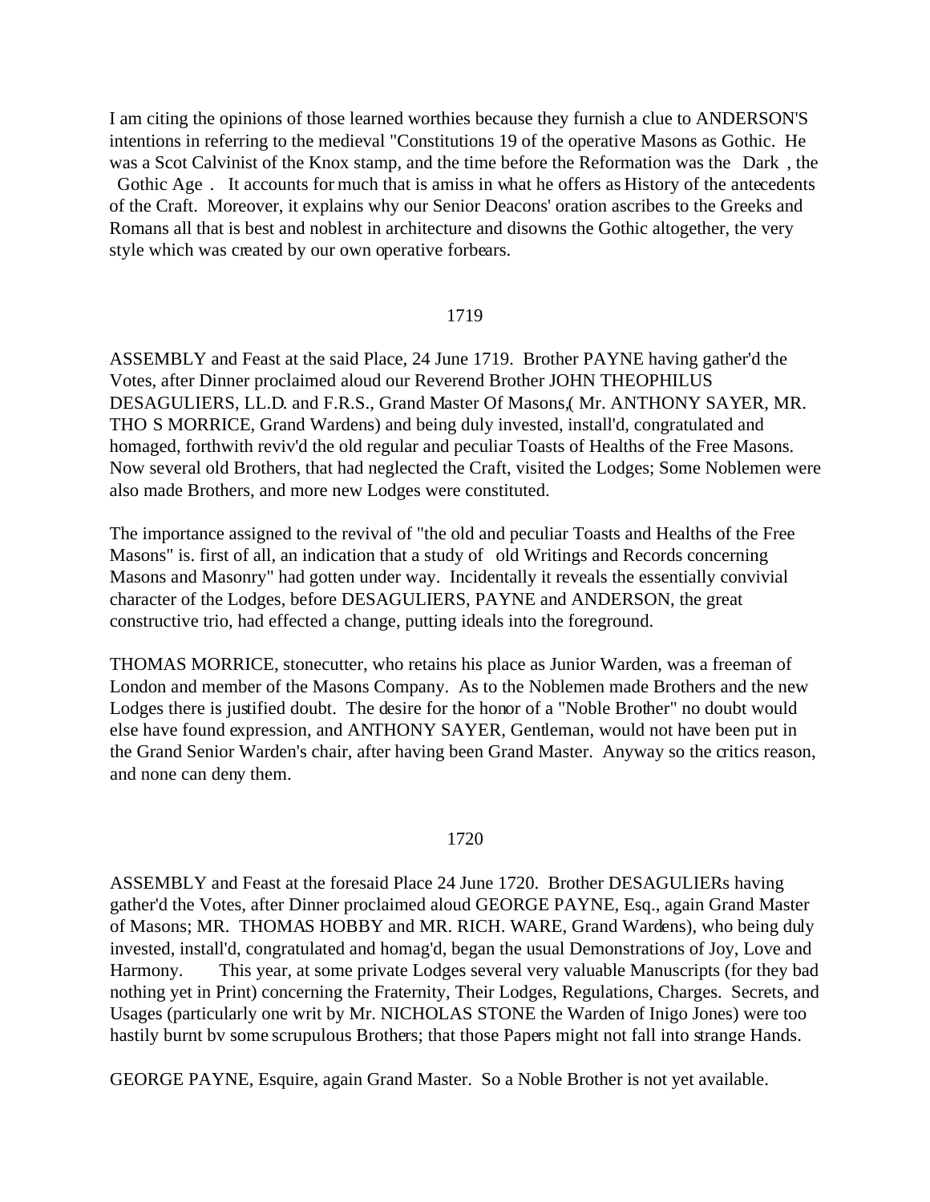I am citing the opinions of those learned worthies because they furnish a clue to ANDERSON'S intentions in referring to the medieval "Constitutions 19 of the operative Masons as Gothic. He was a Scot Calvinist of the Knox stamp, and the time before the Reformation was the Dark , the Gothic Age . It accounts for much that is amiss in what he offers as History of the antecedents of the Craft. Moreover, it explains why our Senior Deacons' oration ascribes to the Greeks and Romans all that is best and noblest in architecture and disowns the Gothic altogether, the very style which was created by our own operative forbears.

## 1719

ASSEMBLY and Feast at the said Place, 24 June 1719. Brother PAYNE having gather'd the Votes, after Dinner proclaimed aloud our Reverend Brother JOHN THEOPHILUS DESAGULIERS, LL.D. and F.R.S., Grand Master Of Masons,( Mr. ANTHONY SAYER, MR. THO S MORRICE, Grand Wardens) and being duly invested, install'd, congratulated and homaged, forthwith reviv'd the old regular and peculiar Toasts of Healths of the Free Masons. Now several old Brothers, that had neglected the Craft, visited the Lodges; Some Noblemen were also made Brothers, and more new Lodges were constituted.

The importance assigned to the revival of "the old and peculiar Toasts and Healths of the Free Masons" is. first of all, an indication that a study of old Writings and Records concerning Masons and Masonry" had gotten under way. Incidentally it reveals the essentially convivial character of the Lodges, before DESAGULIERS, PAYNE and ANDERSON, the great constructive trio, had effected a change, putting ideals into the foreground.

THOMAS MORRICE, stonecutter, who retains his place as Junior Warden, was a freeman of London and member of the Masons Company. As to the Noblemen made Brothers and the new Lodges there is justified doubt. The desire for the honor of a "Noble Brother" no doubt would else have found expression, and ANTHONY SAYER, Gentleman, would not have been put in the Grand Senior Warden's chair, after having been Grand Master. Anyway so the critics reason, and none can deny them.

## 1720

ASSEMBLY and Feast at the foresaid Place 24 June 1720. Brother DESAGULIERs having gather'd the Votes, after Dinner proclaimed aloud GEORGE PAYNE, Esq., again Grand Master of Masons; MR. THOMAS HOBBY and MR. RICH. WARE, Grand Wardens), who being duly invested, install'd, congratulated and homag'd, began the usual Demonstrations of Joy, Love and Harmony. This year, at some private Lodges several very valuable Manuscripts (for they bad nothing yet in Print) concerning the Fraternity, Their Lodges, Regulations, Charges. Secrets, and Usages (particularly one writ by Mr. NICHOLAS STONE the Warden of Inigo Jones) were too hastily burnt bv some scrupulous Brothers; that those Papers might not fall into strange Hands.

GEORGE PAYNE, Esquire, again Grand Master. So a Noble Brother is not yet available.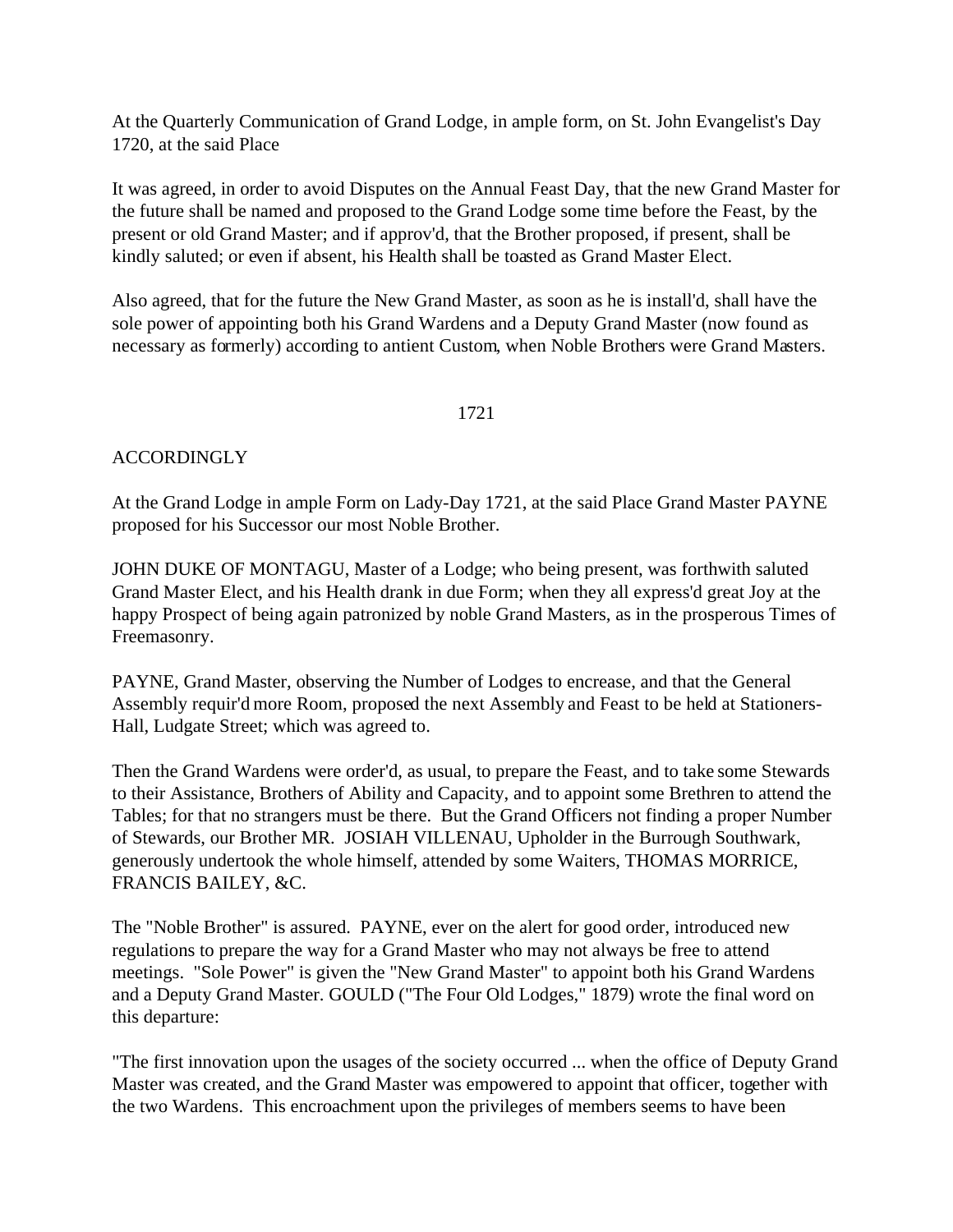At the Quarterly Communication of Grand Lodge, in ample form, on St. John Evangelist's Day 1720, at the said Place

It was agreed, in order to avoid Disputes on the Annual Feast Day, that the new Grand Master for the future shall be named and proposed to the Grand Lodge some time before the Feast, by the present or old Grand Master; and if approv'd, that the Brother proposed, if present, shall be kindly saluted; or even if absent, his Health shall be toasted as Grand Master Elect.

Also agreed, that for the future the New Grand Master, as soon as he is install'd, shall have the sole power of appointing both his Grand Wardens and a Deputy Grand Master (now found as necessary as formerly) according to antient Custom, when Noble Brothers were Grand Masters.

1721

ACCORDINGLY

At the Grand Lodge in ample Form on Lady-Day 1721, at the said Place Grand Master PAYNE proposed for his Successor our most Noble Brother.

JOHN DUKE OF MONTAGU, Master of a Lodge; who being present, was forthwith saluted Grand Master Elect, and his Health drank in due Form; when they all express'd great Joy at the happy Prospect of being again patronized by noble Grand Masters, as in the prosperous Times of Freemasonry.

PAYNE, Grand Master, observing the Number of Lodges to encrease, and that the General Assembly requir'd more Room, proposed the next Assembly and Feast to be held at Stationers-Hall, Ludgate Street; which was agreed to.

Then the Grand Wardens were order'd, as usual, to prepare the Feast, and to take some Stewards to their Assistance, Brothers of Ability and Capacity, and to appoint some Brethren to attend the Tables; for that no strangers must be there. But the Grand Officers not finding a proper Number of Stewards, our Brother MR. JOSIAH VILLENAU, Upholder in the Burrough Southwark, generously undertook the whole himself, attended by some Waiters, THOMAS MORRICE, FRANCIS BAILEY, &C.

The "Noble Brother" is assured. PAYNE, ever on the alert for good order, introduced new regulations to prepare the way for a Grand Master who may not always be free to attend meetings. "Sole Power" is given the "New Grand Master" to appoint both his Grand Wardens and a Deputy Grand Master. GOULD ("The Four Old Lodges," 1879) wrote the final word on this departure:

"The first innovation upon the usages of the society occurred ... when the office of Deputy Grand Master was created, and the Grand Master was empowered to appoint that officer, together with the two Wardens. This encroachment upon the privileges of members seems to have been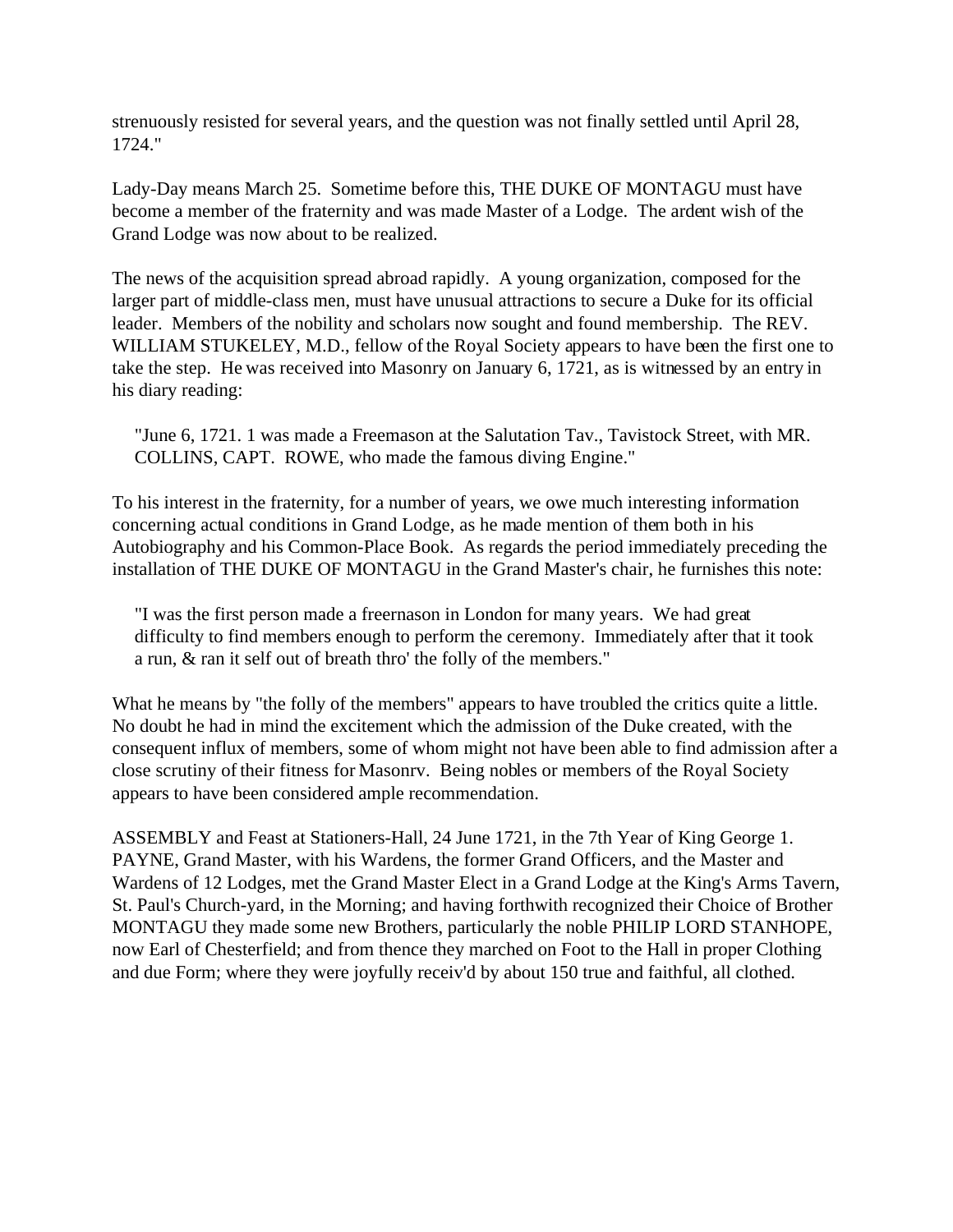strenuously resisted for several years, and the question was not finally settled until April 28, 1724."

Lady-Day means March 25. Sometime before this, THE DUKE OF MONTAGU must have become a member of the fraternity and was made Master of a Lodge. The ardent wish of the Grand Lodge was now about to be realized.

The news of the acquisition spread abroad rapidly. A young organization, composed for the larger part of middle-class men, must have unusual attractions to secure a Duke for its official leader. Members of the nobility and scholars now sought and found membership. The REV. WILLIAM STUKELEY, M.D., fellow of the Royal Society appears to have been the first one to take the step. He was received into Masonry on January 6, 1721, as is witnessed by an entry in his diary reading:

> "June 6, 1721. 1 was made a Freemason at the Salutation Tav., Tavistock Street, with MR. COLLINS, CAPT. ROWE, who made the famous diving Engine."

To his interest in the fraternity, for a number of years, we owe much interesting information concerning actual conditions in Grand Lodge, as he made mention of them both in his Autobiography and his Common-Place Book. As regards the period immediately preceding the installation of THE DUKE OF MONTAGU in the Grand Master's chair, he furnishes this note:

> "I was the first person made a freemason in London for many years. We had great difficulty to find members enough to perform the ceremony. Immediately after that it took a run, & ran it self out of breath thro' the folly of the members."

What he means by "the folly of the members" appears to have troubled the critics quite a little. No doubt he had in mind the excitement which the admission of the Duke created, with the consequent influx of members, some of whom might not have been able to find admission after a close scrutiny of their fitness for Masonrv. Being nobles or members of the Royal Society appears to have been considered ample recommendation.

ASSEMBLY and Feast at Stationers-Hall, 24 June 1721, in the 7th Year of King George 1. PAYNE, Grand Master, with his Wardens, the former Grand Officers, and the Master and Wardens of 12 Lodges, met the Grand Master Elect in a Grand Lodge at the King's Arms Tavern, St. Paul's Church-yard, in the Morning; and having forthwith recognized their Choice of Brother MONTAGU they made some new Brothers, particularly the noble PHILIP LORD STANHOPE, now Earl of Chesterfield; and from thence they marched on Foot to the Hall in proper Clothing and due Form; where they were joyfully receiv'd by about 150 true and faithful, all clothed.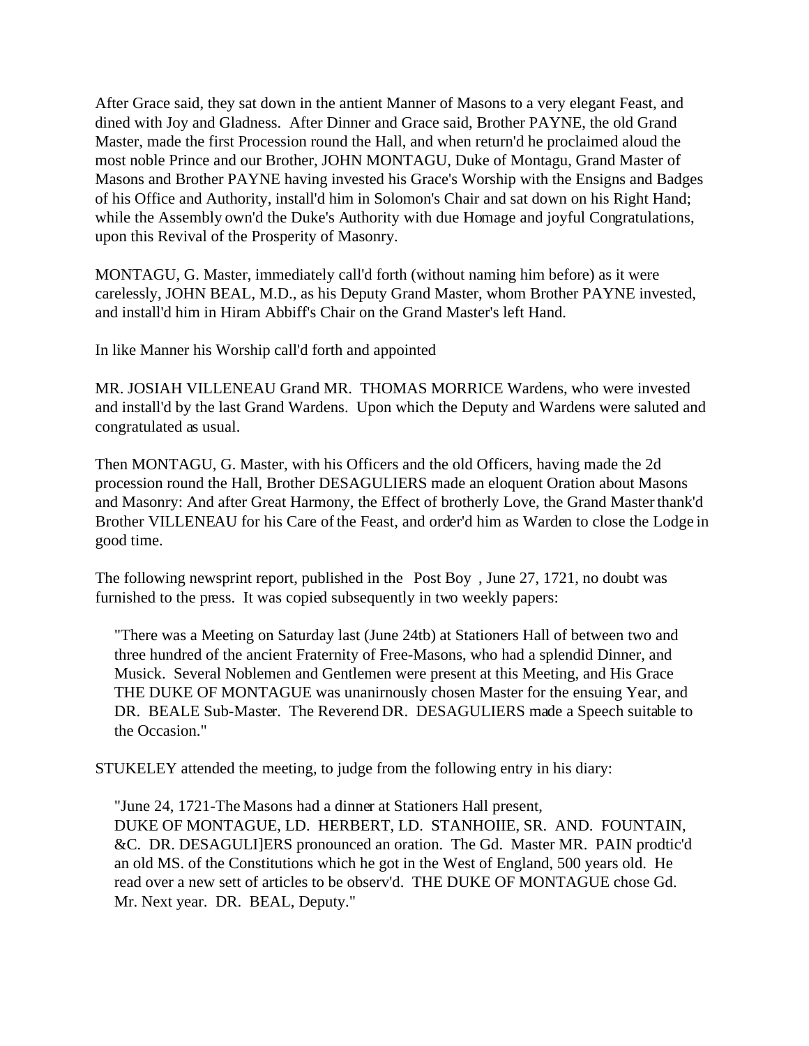After Grace said, they sat down in the antient Manner of Masons to a very elegant Feast, and dined with Joy and Gladness. After Dinner and Grace said, Brother PAYNE, the old Grand Master, made the first Procession round the Hall, and when return'd he proclaimed aloud the most noble Prince and our Brother, JOHN MONTAGU, Duke of Montagu, Grand Master of Masons and Brother PAYNE having invested his Grace's Worship with the Ensigns and Badges of his Office and Authority, install'd him in Solomon's Chair and sat down on his Right Hand; while the Assembly own'd the Duke's Authority with due Homage and joyful Congratulations, upon this Revival of the Prosperity of Masonry.

MONTAGU, G. Master, immediately call'd forth (without naming him before) as it were carelessly, JOHN BEAL, M.D., as his Deputy Grand Master, whom Brother PAYNE invested, and install'd him in Hiram Abbiff's Chair on the Grand Master's left Hand.

In like Manner his Worship call'd forth and appointed

MR. JOSIAH VILLENEAU Grand MR. THOMAS MORRICE Wardens, who were invested and install'd by the last Grand Wardens. Upon which the Deputy and Wardens were saluted and congratulated as usual.

Then MONTAGU, G. Master, with his Officers and the old Officers, having made the 2d procession round the Hall, Brother DESAGULIERS made an eloquent Oration about Masons and Masonry: And after Great Harmony, the Effect of brotherly Love, the Grand Master thank'd Brother VILLENEAU for his Care of the Feast, and order'd him as Warden to close the Lodge in good time.

The following newsprint report, published in the Post Boy, June 27, 1721, no doubt was furnished to the press. It was copied subsequently in two weekly papers:

> "There was a Meeting on Saturday last (June 24tb) at Stationers Hall of between two and three hundred of the ancient Fraternity of Free-Masons, who had a splendid Dinner, and Musick. Several Noblemen and Gentlemen were present at this Meeting, and His Grace THE DUKE OF MONTAGUE was unanirnously chosen Master for the ensuing Year, and DR. BEALE Sub-Master. The Reverend DR. DESAGULIERS made a Speech suitable to the Occasion."

STUKELEY attended the meeting, to judge from the following entry in his diary:

> "June 24, 1721-The Masons had a dinner at Stationers Hall present,
> DUKE OF MONTAGUE, LD. HERBERT, LD. STANHOIIE, SR. AND. FOUNTAIN, &C. DR. DESAGULI]ERS pronounced an oration. The Gd. Master MR. PAIN prodtic'd an old MS. of the Constitutions which he got in the West of England, 500 years old. He read over a new sett of articles to be observ'd. THE DUKE OF MONTAGUE chose Gd. Mr. Next year. DR. BEAL, Deputy."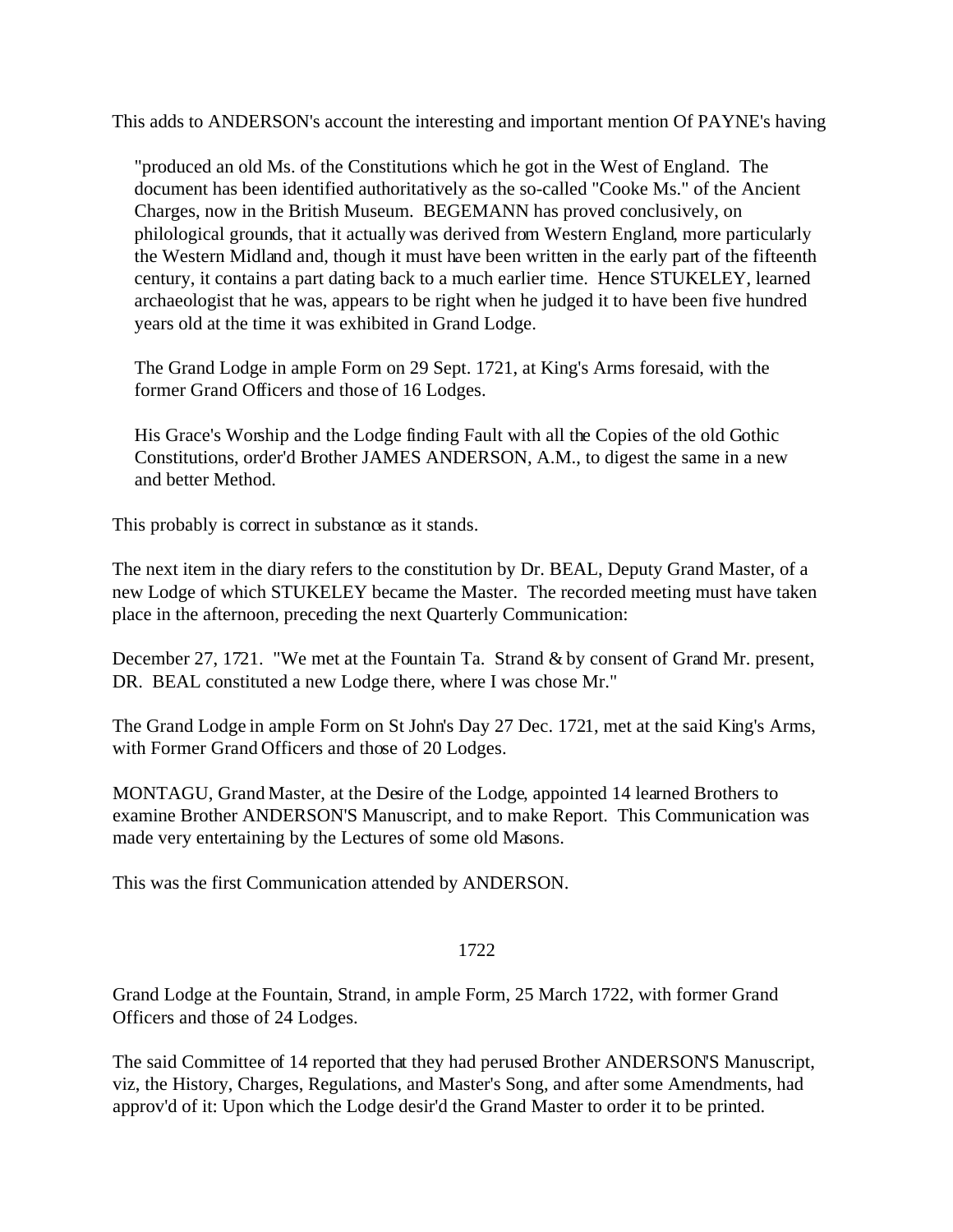This adds to ANDERSON's account the interesting and important mention Of PAYNE's having

> "produced an old Ms. of the Constitutions which he got in the West of England. The document has been identified authoritatively as the so-called "Cooke Ms." of the Ancient Charges, now in the British Museum. BEGEMANN has proved conclusively, on philological grounds, that it actually was derived from Western England, more particularly the Western Midland and, though it must have been written in the early part of the fifteenth century, it contains a part dating back to a much earlier time. Hence STUKELEY, learned archaeologist that he was, appears to be right when he judged it to have been five hundred years old at the time it was exhibited in Grand Lodge.
>
> The Grand Lodge in ample Form on 29 Sept. 1721, at King's Arms foresaid, with the former Grand Officers and those of 16 Lodges.
>
> His Grace's Worship and the Lodge finding Fault with all the Copies of the old Gothic Constitutions, order'd Brother JAMES ANDERSON, A.M., to digest the same in a new and better Method.

This probably is correct in substance as it stands.

The next item in the diary refers to the constitution by Dr. BEAL, Deputy Grand Master, of a new Lodge of which STUKELEY became the Master. The recorded meeting must have taken place in the afternoon, preceding the next Quarterly Communication:

December 27, 1721. "We met at the Fountain Ta. Strand & by consent of Grand Mr. present, DR. BEAL constituted a new Lodge there, where I was chose Mr."

The Grand Lodge in ample Form on St John's Day 27 Dec. 1721, met at the said King's Arms, with Former Grand Officers and those of 20 Lodges.

MONTAGU, Grand Master, at the Desire of the Lodge, appointed 14 learned Brothers to examine Brother ANDERSON'S Manuscript, and to make Report. This Communication was made very entertaining by the Lectures of some old Masons.

This was the first Communication attended by ANDERSON.

## 1722

Grand Lodge at the Fountain, Strand, in ample Form, 25 March 1722, with former Grand Officers and those of 24 Lodges.

The said Committee of 14 reported that they had perused Brother ANDERSON'S Manuscript, viz, the History, Charges, Regulations, and Master's Song, and after some Amendments, had approv'd of it: Upon which the Lodge desir'd the Grand Master to order it to be printed.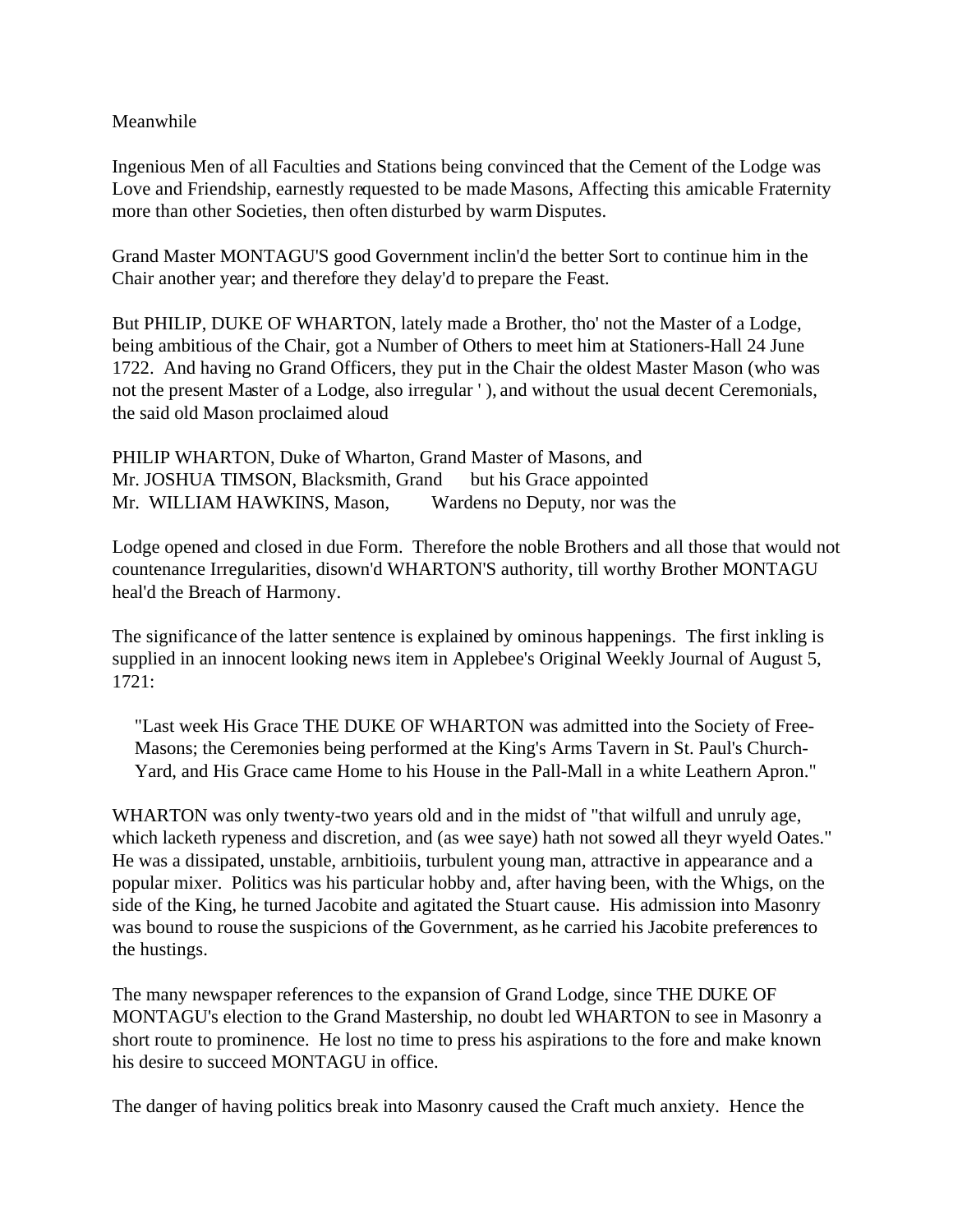Meanwhile

Ingenious Men of all Faculties and Stations being convinced that the Cement of the Lodge was Love and Friendship, earnestly requested to be made Masons, Affecting this amicable Fraternity more than other Societies, then often disturbed by warm Disputes.

Grand Master MONTAGU'S good Government inclin'd the better Sort to continue him in the Chair another year; and therefore they delay'd to prepare the Feast.

But PHILIP, DUKE OF WHARTON, lately made a Brother, tho' not the Master of a Lodge, being ambitious of the Chair, got a Number of Others to meet him at Stationers-Hall 24 June 1722. And having no Grand Officers, they put in the Chair the oldest Master Mason (who was not the present Master of a Lodge, also irregular ' ), and without the usual decent Ceremonials, the said old Mason proclaimed aloud

PHILIP WHARTON, Duke of Wharton, Grand Master of Masons, and
Mr. JOSHUA TIMSON, Blacksmith, Grand Wardens but his Grace appointed
Mr. WILLIAM HAWKINS, Mason, no Deputy, nor was the

Lodge opened and closed in due Form. Therefore the noble Brothers and all those that would not countenance Irregularities, disown'd WHARTON'S authority, till worthy Brother MONTAGU heal'd the Breach of Harmony.

The significance of the latter sentence is explained by ominous happenings. The first inkling is supplied in an innocent looking news item in Applebee's Original Weekly Journal of August 5, 1721:

> "Last week His Grace THE DUKE OF WHARTON was admitted into the Society of Free-Masons; the Ceremonies being performed at the King's Arms Tavern in St. Paul's Church-Yard, and His Grace came Home to his House in the Pall-Mall in a white Leathern Apron."

WHARTON was only twenty-two years old and in the midst of "that wilfull and unruly age, which lacketh rypeness and discretion, and (as wee saye) hath not sowed all theyr wyeld Oates." He was a dissipated, unstable, arnbitioiis, turbulent young man, attractive in appearance and a popular mixer. Politics was his particular hobby and, after having been, with the Whigs, on the side of the King, he turned Jacobite and agitated the Stuart cause. His admission into Masonry was bound to rouse the suspicions of the Government, as he carried his Jacobite preferences to the hustings.

The many newspaper references to the expansion of Grand Lodge, since THE DUKE OF MONTAGU's election to the Grand Mastership, no doubt led WHARTON to see in Masonry a short route to prominence. He lost no time to press his aspirations to the fore and make known his desire to succeed MONTAGU in office.

The danger of having politics break into Masonry caused the Craft much anxiety. Hence the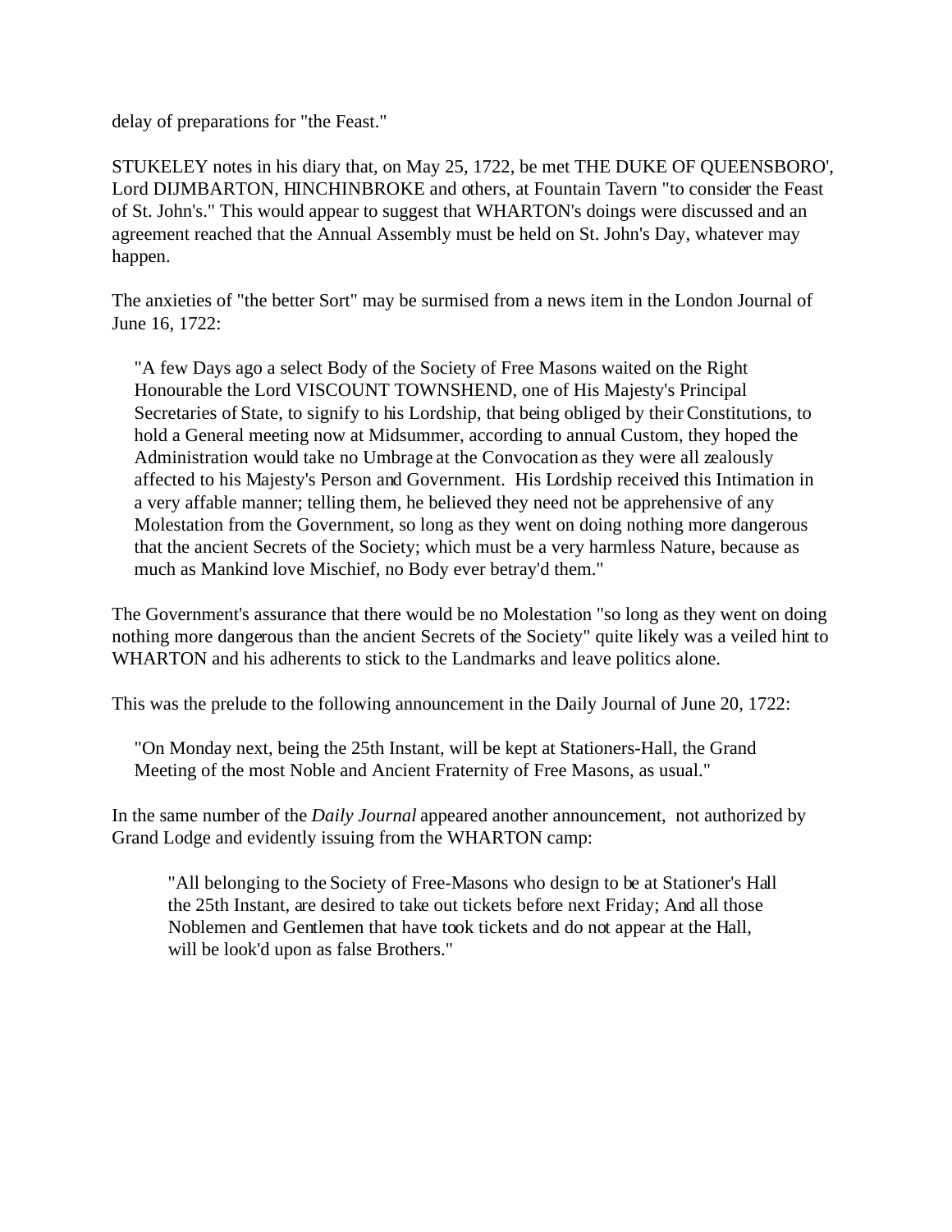delay of preparations for "the Feast."

STUKELEY notes in his diary that, on May 25, 1722, be met THE DUKE OF QUEENSBORO', Lord DIJMBARTON, HINCHINBROKE and others, at Fountain Tavern "to consider the Feast of St. John's." This would appear to suggest that WHARTON's doings were discussed and an agreement reached that the Annual Assembly must be held on St. John's Day, whatever may happen.

The anxieties of "the better Sort" may be surmised from a news item in the London Journal of June 16, 1722:

> "A few Days ago a select Body of the Society of Free Masons waited on the Right Honourable the Lord VISCOUNT TOWNSHEND, one of His Majesty's Principal Secretaries of State, to signify to his Lordship, that being obliged by their Constitutions, to hold a General meeting now at Midsummer, according to annual Custom, they hoped the Administration would take no Umbrage at the Convocation as they were all zealously affected to his Majesty's Person and Government. His Lordship received this Intimation in a very affable manner; telling them, he believed they need not be apprehensive of any Molestation from the Government, so long as they went on doing nothing more dangerous that the ancient Secrets of the Society; which must be a very harmless Nature, because as much as Mankind love Mischief, no Body ever betray'd them."

The Government's assurance that there would be no Molestation "so long as they went on doing nothing more dangerous than the ancient Secrets of the Society" quite likely was a veiled hint to WHARTON and his adherents to stick to the Landmarks and leave politics alone.

This was the prelude to the following announcement in the Daily Journal of June 20, 1722:

> "On Monday next, being the 25th Instant, will be kept at Stationers-Hall, the Grand Meeting of the most Noble and Ancient Fraternity of Free Masons, as usual."

In the same number of the *Daily Journal* appeared another announcement, not authorized by Grand Lodge and evidently issuing from the WHARTON camp:

> "All belonging to the Society of Free-Masons who design to be at Stationer's Hall the 25th Instant, are desired to take out tickets before next Friday; And all those Noblemen and Gentlemen that have took tickets and do not appear at the Hall, will be look'd upon as false Brothers."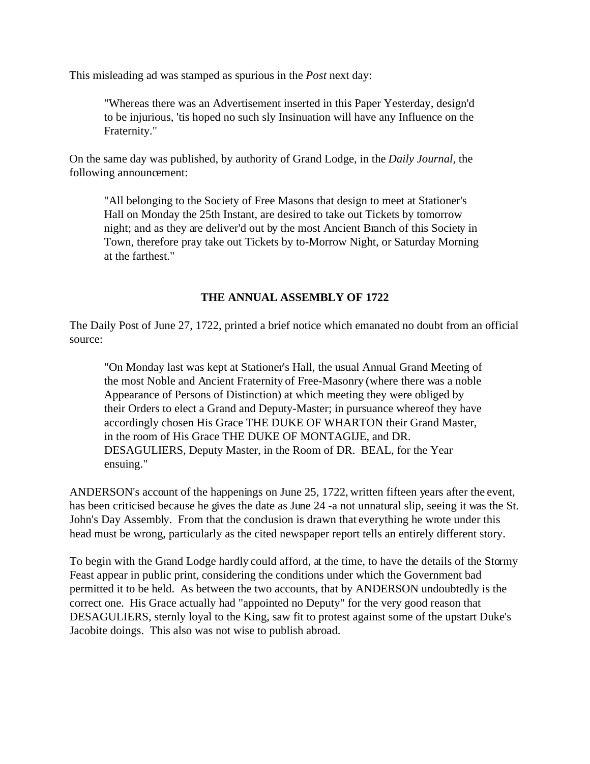This misleading ad was stamped as spurious in the *Post* next day:

> "Whereas there was an Advertisement inserted in this Paper Yesterday, design'd to be injurious, 'tis hoped no such sly Insinuation will have any Influence on the Fraternity."

On the same day was published, by authority of Grand Lodge, in the *Daily Journal*, the following announcement:

> "All belonging to the Society of Free Masons that design to meet at Stationer's Hall on Monday the 25th Instant, are desired to take out Tickets by tomorrow night; and as they are deliver'd out by the most Ancient Branch of this Society in Town, therefore pray take out Tickets by to-Morrow Night, or Saturday Morning at the farthest."

### THE ANNUAL ASSEMBLY OF 1722

The Daily Post of June 27, 1722, printed a brief notice which emanated no doubt from an official source:

> "On Monday last was kept at Stationer's Hall, the usual Annual Grand Meeting of the most Noble and Ancient Fraternity of Free-Masonry (where there was a noble Appearance of Persons of Distinction) at which meeting they were obliged by their Orders to elect a Grand and Deputy-Master; in pursuance whereof they have accordingly chosen His Grace THE DUKE OF WHARTON their Grand Master, in the room of His Grace THE DUKE OF MONTAGIJE, and DR. DESAGULIERS, Deputy Master, in the Room of DR. BEAL, for the Year ensuing."

ANDERSON's account of the happenings on June 25, 1722, written fifteen years after the event, has been criticised because he gives the date as June 24 -a not unnatural slip, seeing it was the St. John's Day Assembly. From that the conclusion is drawn that everything he wrote under this head must be wrong, particularly as the cited newspaper report tells an entirely different story.

To begin with the Grand Lodge hardly could afford, at the time, to have the details of the Stormy Feast appear in public print, considering the conditions under which the Government bad permitted it to be held. As between the two accounts, that by ANDERSON undoubtedly is the correct one. His Grace actually had "appointed no Deputy" for the very good reason that DESAGULIERS, sternly loyal to the King, saw fit to protest against some of the upstart Duke's Jacobite doings. This also was not wise to publish abroad.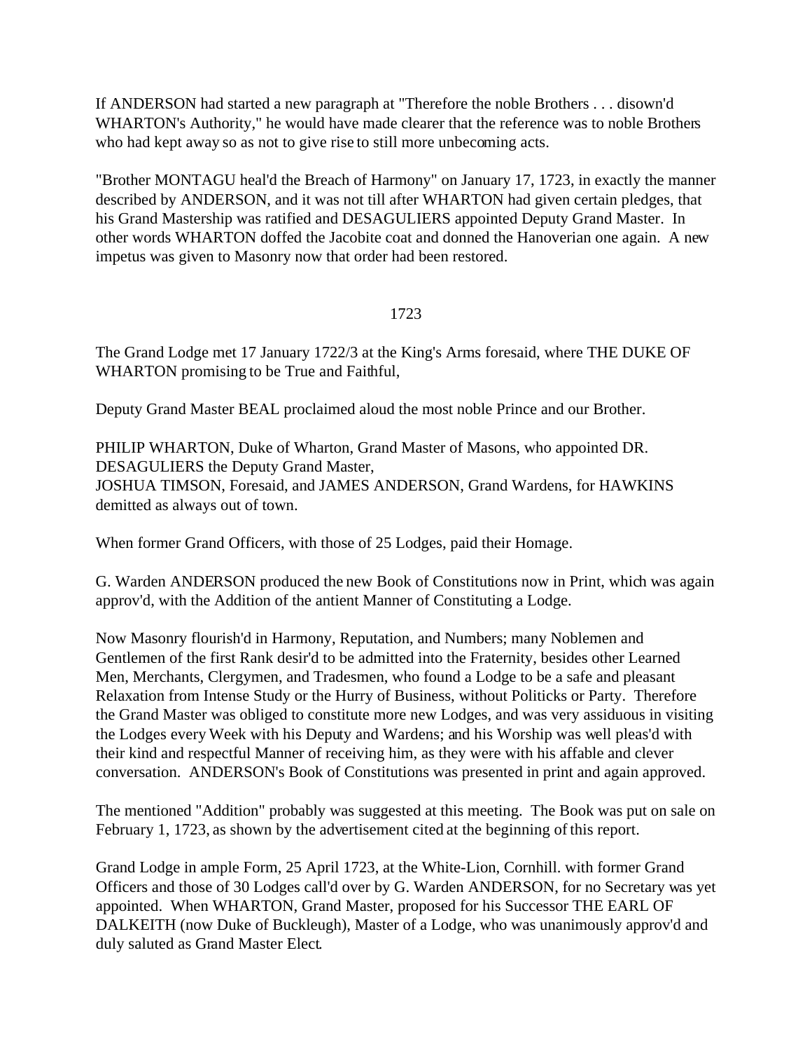If ANDERSON had started a new paragraph at "Therefore the noble Brothers . . . disown'd WHARTON's Authority," he would have made clearer that the reference was to noble Brothers who had kept away so as not to give rise to still more unbecoming acts.

"Brother MONTAGU heal'd the Breach of Harmony" on January 17, 1723, in exactly the manner described by ANDERSON, and it was not till after WHARTON had given certain pledges, that his Grand Mastership was ratified and DESAGULIERS appointed Deputy Grand Master. In other words WHARTON doffed the Jacobite coat and donned the Hanoverian one again. A new impetus was given to Masonry now that order had been restored.

## 1723

The Grand Lodge met 17 January 1722/3 at the King's Arms foresaid, where THE DUKE OF WHARTON promising to be True and Faithful,

Deputy Grand Master BEAL proclaimed aloud the most noble Prince and our Brother.

PHILIP WHARTON, Duke of Wharton, Grand Master of Masons, who appointed DR. DESAGULIERS the Deputy Grand Master,
JOSHUA TIMSON, Foresaid, and JAMES ANDERSON, Grand Wardens, for HAWKINS demitted as always out of town.

When former Grand Officers, with those of 25 Lodges, paid their Homage.

G. Warden ANDERSON produced the new Book of Constitutions now in Print, which was again approv'd, with the Addition of the antient Manner of Constituting a Lodge.

Now Masonry flourish'd in Harmony, Reputation, and Numbers; many Noblemen and Gentlemen of the first Rank desir'd to be admitted into the Fraternity, besides other Learned Men, Merchants, Clergymen, and Tradesmen, who found a Lodge to be a safe and pleasant Relaxation from Intense Study or the Hurry of Business, without Politicks or Party. Therefore the Grand Master was obliged to constitute more new Lodges, and was very assiduous in visiting the Lodges every Week with his Deputy and Wardens; and his Worship was well pleas'd with their kind and respectful Manner of receiving him, as they were with his affable and clever conversation. ANDERSON's Book of Constitutions was presented in print and again approved.

The mentioned "Addition" probably was suggested at this meeting. The Book was put on sale on February 1, 1723, as shown by the advertisement cited at the beginning of this report.

Grand Lodge in ample Form, 25 April 1723, at the White-Lion, Cornhill. with former Grand Officers and those of 30 Lodges call'd over by G. Warden ANDERSON, for no Secretary was yet appointed. When WHARTON, Grand Master, proposed for his Successor THE EARL OF DALKEITH (now Duke of Buckleugh), Master of a Lodge, who was unanimously approv'd and duly saluted as Grand Master Elect.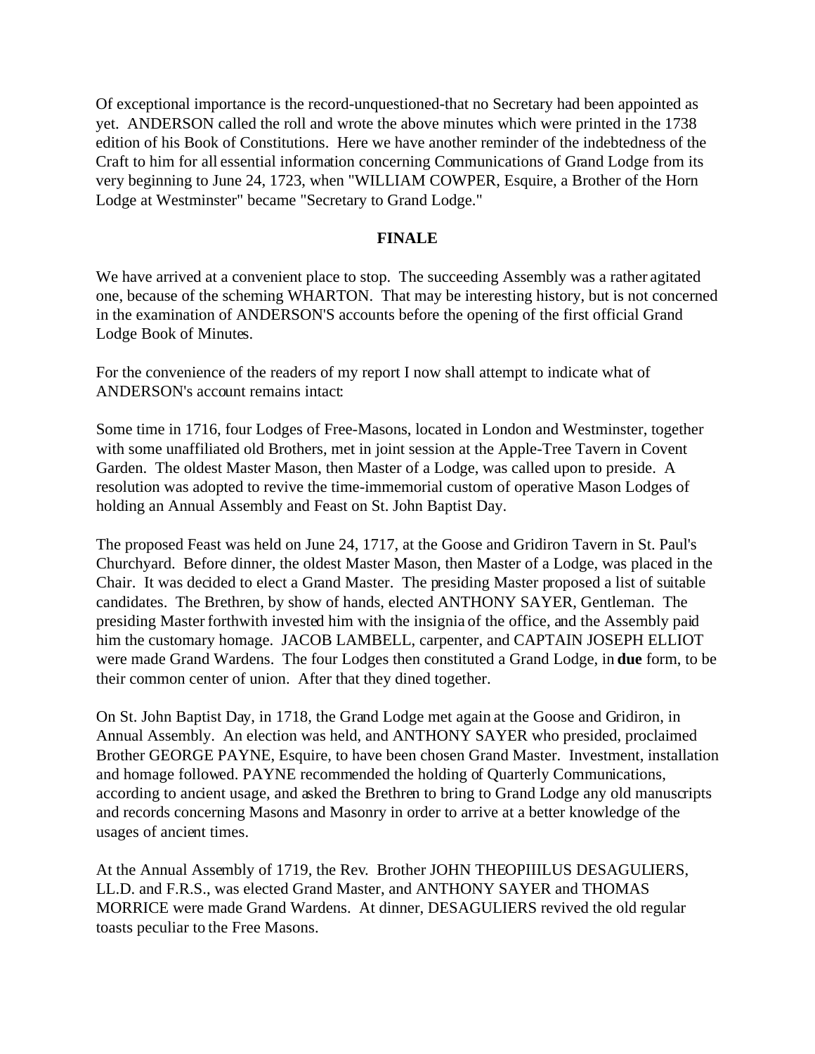Of exceptional importance is the record-unquestioned-that no Secretary had been appointed as yet. ANDERSON called the roll and wrote the above minutes which were printed in the 1738 edition of his Book of Constitutions. Here we have another reminder of the indebtedness of the Craft to him for all essential information concerning Communications of Grand Lodge from its very beginning to June 24, 1723, when "WILLIAM COWPER, Esquire, a Brother of the Horn Lodge at Westminster" became "Secretary to Grand Lodge."

## FINALE

We have arrived at a convenient place to stop. The succeeding Assembly was a rather agitated one, because of the scheming WHARTON. That may be interesting history, but is not concerned in the examination of ANDERSON'S accounts before the opening of the first official Grand Lodge Book of Minutes.

For the convenience of the readers of my report I now shall attempt to indicate what of ANDERSON's account remains intact:

Some time in 1716, four Lodges of Free-Masons, located in London and Westminster, together with some unaffiliated old Brothers, met in joint session at the Apple-Tree Tavern in Covent Garden. The oldest Master Mason, then Master of a Lodge, was called upon to preside. A resolution was adopted to revive the time-immemorial custom of operative Mason Lodges of holding an Annual Assembly and Feast on St. John Baptist Day.

The proposed Feast was held on June 24, 1717, at the Goose and Gridiron Tavern in St. Paul's Churchyard. Before dinner, the oldest Master Mason, then Master of a Lodge, was placed in the Chair. It was decided to elect a Grand Master. The presiding Master proposed a list of suitable candidates. The Brethren, by show of hands, elected ANTHONY SAYER, Gentleman. The presiding Master forthwith invested him with the insignia of the office, and the Assembly paid him the customary homage. JACOB LAMBELL, carpenter, and CAPTAIN JOSEPH ELLIOT were made Grand Wardens. The four Lodges then constituted a Grand Lodge, in **due** form, to be their common center of union. After that they dined together.

On St. John Baptist Day, in 1718, the Grand Lodge met again at the Goose and Gridiron, in Annual Assembly. An election was held, and ANTHONY SAYER who presided, proclaimed Brother GEORGE PAYNE, Esquire, to have been chosen Grand Master. Investment, installation and homage followed. PAYNE recommended the holding of Quarterly Communications, according to ancient usage, and asked the Brethren to bring to Grand Lodge any old manuscripts and records concerning Masons and Masonry in order to arrive at a better knowledge of the usages of ancient times.

At the Annual Assembly of 1719, the Rev. Brother JOHN THEOPIIILUS DESAGULIERS, LL.D. and F.R.S., was elected Grand Master, and ANTHONY SAYER and THOMAS MORRICE were made Grand Wardens. At dinner, DESAGULIERS revived the old regular toasts peculiar to the Free Masons.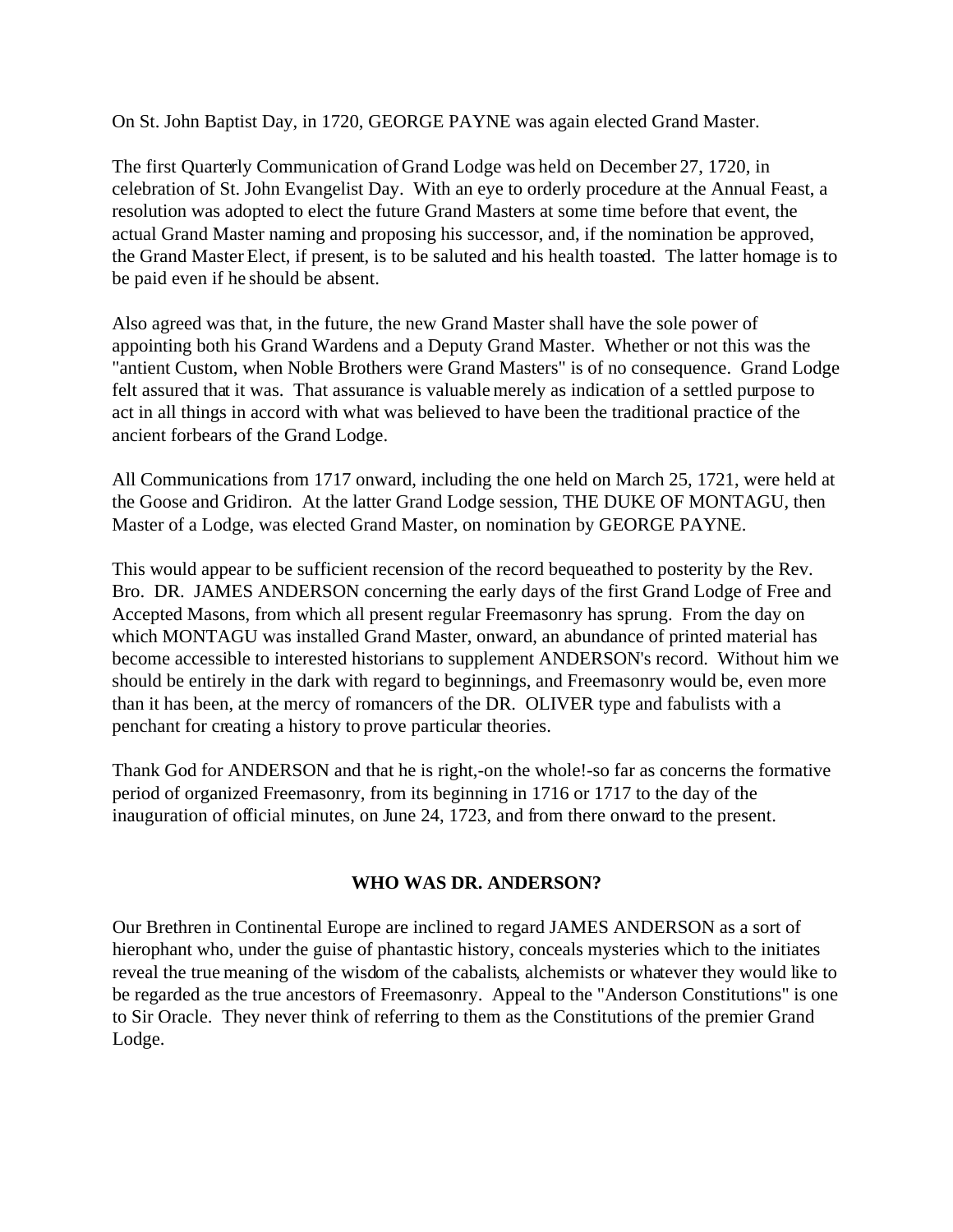On St. John Baptist Day, in 1720, GEORGE PAYNE was again elected Grand Master.

The first Quarterly Communication of Grand Lodge was held on December 27, 1720, in celebration of St. John Evangelist Day. With an eye to orderly procedure at the Annual Feast, a resolution was adopted to elect the future Grand Masters at some time before that event, the actual Grand Master naming and proposing his successor, and, if the nomination be approved, the Grand Master Elect, if present, is to be saluted and his health toasted. The latter homage is to be paid even if he should be absent.

Also agreed was that, in the future, the new Grand Master shall have the sole power of appointing both his Grand Wardens and a Deputy Grand Master. Whether or not this was the "antient Custom, when Noble Brothers were Grand Masters" is of no consequence. Grand Lodge felt assured that it was. That assurance is valuable merely as indication of a settled purpose to act in all things in accord with what was believed to have been the traditional practice of the ancient forbears of the Grand Lodge.

All Communications from 1717 onward, including the one held on March 25, 1721, were held at the Goose and Gridiron. At the latter Grand Lodge session, THE DUKE OF MONTAGU, then Master of a Lodge, was elected Grand Master, on nomination by GEORGE PAYNE.

This would appear to be sufficient recension of the record bequeathed to posterity by the Rev. Bro. DR. JAMES ANDERSON concerning the early days of the first Grand Lodge of Free and Accepted Masons, from which all present regular Freemasonry has sprung. From the day on which MONTAGU was installed Grand Master, onward, an abundance of printed material has become accessible to interested historians to supplement ANDERSON's record. Without him we should be entirely in the dark with regard to beginnings, and Freemasonry would be, even more than it has been, at the mercy of romancers of the DR. OLIVER type and fabulists with a penchant for creating a history to prove particular theories.

Thank God for ANDERSON and that he is right,-on the whole!-so far as concerns the formative period of organized Freemasonry, from its beginning in 1716 or 1717 to the day of the inauguration of official minutes, on June 24, 1723, and from there onward to the present.

## WHO WAS DR. ANDERSON?

Our Brethren in Continental Europe are inclined to regard JAMES ANDERSON as a sort of hierophant who, under the guise of phantastic history, conceals mysteries which to the initiates reveal the true meaning of the wisdom of the cabalists, alchemists or whatever they would like to be regarded as the true ancestors of Freemasonry. Appeal to the "Anderson Constitutions" is one to Sir Oracle. They never think of referring to them as the Constitutions of the premier Grand Lodge.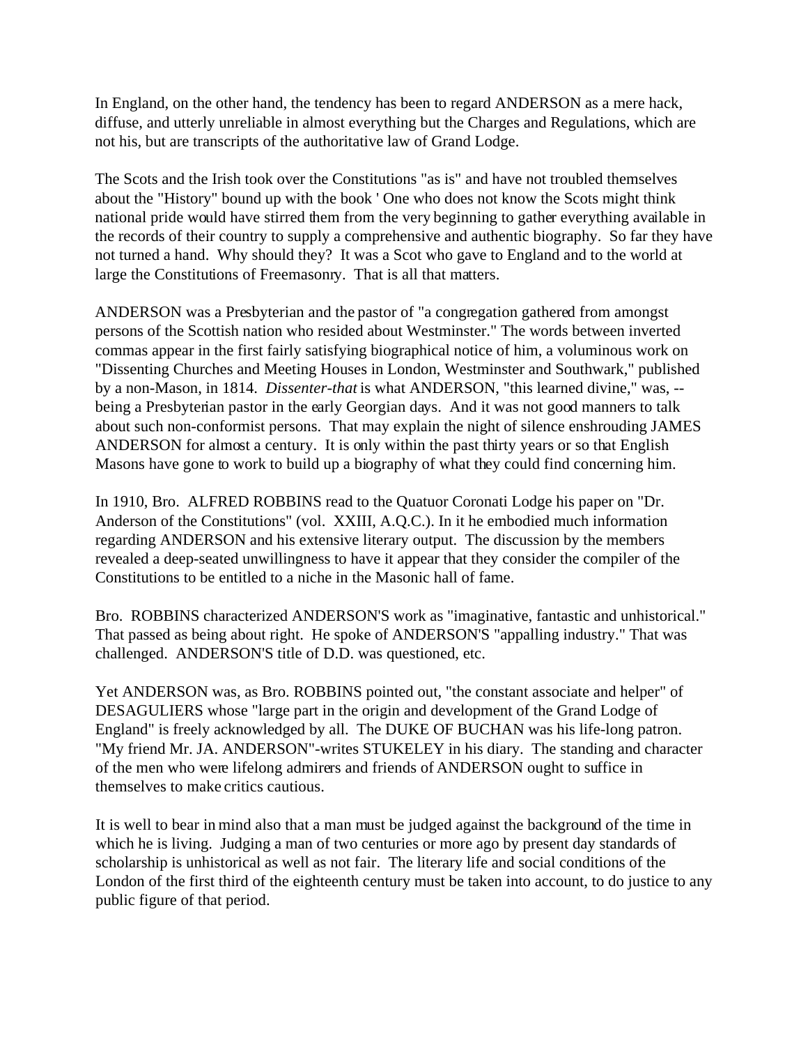In England, on the other hand, the tendency has been to regard ANDERSON as a mere hack, diffuse, and utterly unreliable in almost everything but the Charges and Regulations, which are not his, but are transcripts of the authoritative law of Grand Lodge.

The Scots and the Irish took over the Constitutions "as is" and have not troubled themselves about the "History" bound up with the book ' One who does not know the Scots might think national pride would have stirred them from the very beginning to gather everything available in the records of their country to supply a comprehensive and authentic biography. So far they have not turned a hand. Why should they? It was a Scot who gave to England and to the world at large the Constitutions of Freemasonry. That is all that matters.

ANDERSON was a Presbyterian and the pastor of "a congregation gathered from amongst persons of the Scottish nation who resided about Westminster." The words between inverted commas appear in the first fairly satisfying biographical notice of him, a voluminous work on "Dissenting Churches and Meeting Houses in London, Westminster and Southwark," published by a non-Mason, in 1814. *Dissenter-that* is what ANDERSON, "this learned divine," was, --being a Presbyterian pastor in the early Georgian days. And it was not good manners to talk about such non-conformist persons. That may explain the night of silence enshrouding JAMES ANDERSON for almost a century. It is only within the past thirty years or so that English Masons have gone to work to build up a biography of what they could find concerning him.

In 1910, Bro. ALFRED ROBBINS read to the Quatuor Coronati Lodge his paper on "Dr. Anderson of the Constitutions" (vol. XXIII, A.Q.C.). In it he embodied much information regarding ANDERSON and his extensive literary output. The discussion by the members revealed a deep-seated unwillingness to have it appear that they consider the compiler of the Constitutions to be entitled to a niche in the Masonic hall of fame.

Bro. ROBBINS characterized ANDERSON'S work as "imaginative, fantastic and unhistorical." That passed as being about right. He spoke of ANDERSON'S "appalling industry." That was challenged. ANDERSON'S title of D.D. was questioned, etc.

Yet ANDERSON was, as Bro. ROBBINS pointed out, "the constant associate and helper" of DESAGULIERS whose "large part in the origin and development of the Grand Lodge of England" is freely acknowledged by all. The DUKE OF BUCHAN was his life-long patron. "My friend Mr. JA. ANDERSON"-writes STUKELEY in his diary. The standing and character of the men who were lifelong admirers and friends of ANDERSON ought to suffice in themselves to make critics cautious.

It is well to bear in mind also that a man must be judged against the background of the time in which he is living. Judging a man of two centuries or more ago by present day standards of scholarship is unhistorical as well as not fair. The literary life and social conditions of the London of the first third of the eighteenth century must be taken into account, to do justice to any public figure of that period.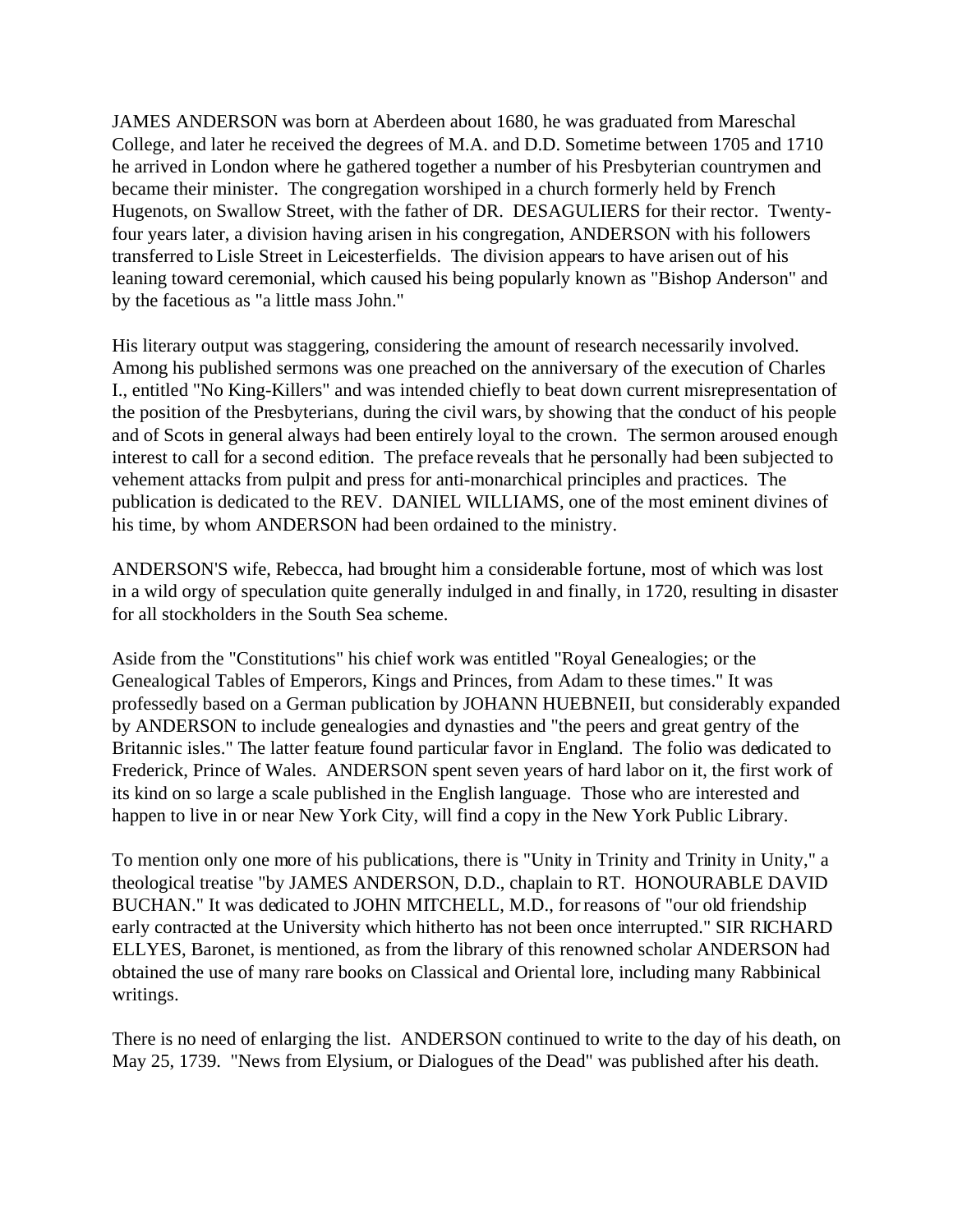JAMES ANDERSON was born at Aberdeen about 1680, he was graduated from Mareschal College, and later he received the degrees of M.A. and D.D. Sometime between 1705 and 1710 he arrived in London where he gathered together a number of his Presbyterian countrymen and became their minister. The congregation worshiped in a church formerly held by French Hugenots, on Swallow Street, with the father of DR. DESAGULIERS for their rector. Twenty-four years later, a division having arisen in his congregation, ANDERSON with his followers transferred to Lisle Street in Leicesterfields. The division appears to have arisen out of his leaning toward ceremonial, which caused his being popularly known as "Bishop Anderson" and by the facetious as "a little mass John."

His literary output was staggering, considering the amount of research necessarily involved. Among his published sermons was one preached on the anniversary of the execution of Charles I., entitled "No King-Killers" and was intended chiefly to beat down current misrepresentation of the position of the Presbyterians, during the civil wars, by showing that the conduct of his people and of Scots in general always had been entirely loyal to the crown. The sermon aroused enough interest to call for a second edition. The preface reveals that he personally had been subjected to vehement attacks from pulpit and press for anti-monarchical principles and practices. The publication is dedicated to the REV. DANIEL WILLIAMS, one of the most eminent divines of his time, by whom ANDERSON had been ordained to the ministry.

ANDERSON'S wife, Rebecca, had brought him a considerable fortune, most of which was lost in a wild orgy of speculation quite generally indulged in and finally, in 1720, resulting in disaster for all stockholders in the South Sea scheme.

Aside from the "Constitutions" his chief work was entitled "Royal Genealogies; or the Genealogical Tables of Emperors, Kings and Princes, from Adam to these times." It was professedly based on a German publication by JOHANN HUEBNEII, but considerably expanded by ANDERSON to include genealogies and dynasties and "the peers and great gentry of the Britannic isles." The latter feature found particular favor in England. The folio was dedicated to Frederick, Prince of Wales. ANDERSON spent seven years of hard labor on it, the first work of its kind on so large a scale published in the English language. Those who are interested and happen to live in or near New York City, will find a copy in the New York Public Library.

To mention only one more of his publications, there is "Unity in Trinity and Trinity in Unity," a theological treatise "by JAMES ANDERSON, D.D., chaplain to RT. HONOURABLE DAVID BUCHAN." It was dedicated to JOHN MITCHELL, M.D., for reasons of "our old friendship early contracted at the University which hitherto has not been once interrupted." SIR RICHARD ELLYES, Baronet, is mentioned, as from the library of this renowned scholar ANDERSON had obtained the use of many rare books on Classical and Oriental lore, including many Rabbinical writings.

There is no need of enlarging the list. ANDERSON continued to write to the day of his death, on May 25, 1739. "News from Elysium, or Dialogues of the Dead" was published after his death.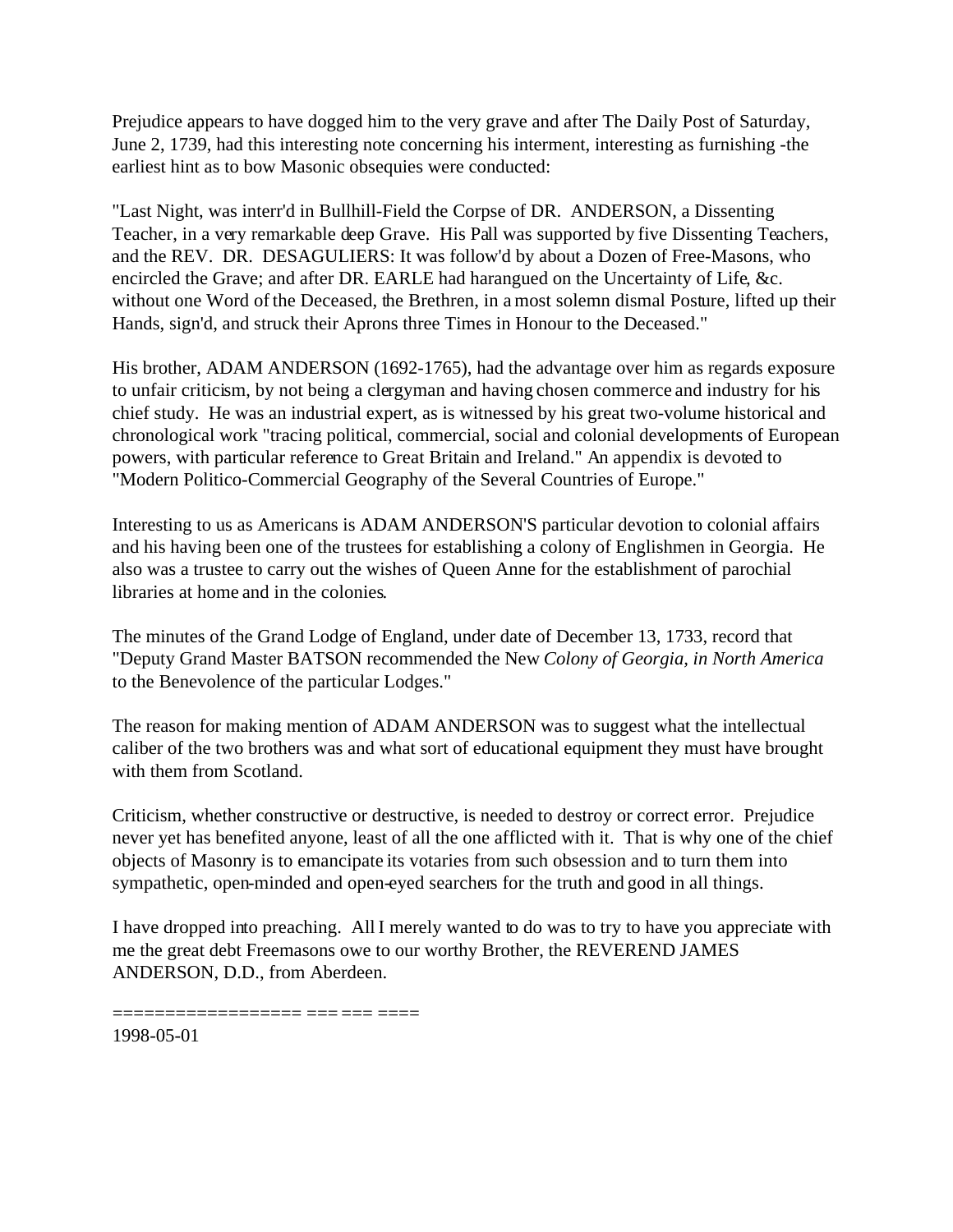Prejudice appears to have dogged him to the very grave and after The Daily Post of Saturday, June 2, 1739, had this interesting note concerning his interment, interesting as furnishing -the earliest hint as to bow Masonic obsequies were conducted:

"Last Night, was interr'd in Bullhill-Field the Corpse of DR. ANDERSON, a Dissenting Teacher, in a very remarkable deep Grave. His Pall was supported by five Dissenting Teachers, and the REV. DR. DESAGULIERS: It was follow'd by about a Dozen of Free-Masons, who encircled the Grave; and after DR. EARLE had harangued on the Uncertainty of Life, &c. without one Word of the Deceased, the Brethren, in a most solemn dismal Posture, lifted up their Hands, sign'd, and struck their Aprons three Times in Honour to the Deceased."

His brother, ADAM ANDERSON (1692-1765), had the advantage over him as regards exposure to unfair criticism, by not being a clergyman and having chosen commerce and industry for his chief study. He was an industrial expert, as is witnessed by his great two-volume historical and chronological work "tracing political, commercial, social and colonial developments of European powers, with particular reference to Great Britain and Ireland." An appendix is devoted to "Modern Politico-Commercial Geography of the Several Countries of Europe."

Interesting to us as Americans is ADAM ANDERSON'S particular devotion to colonial affairs and his having been one of the trustees for establishing a colony of Englishmen in Georgia. He also was a trustee to carry out the wishes of Queen Anne for the establishment of parochial libraries at home and in the colonies.

The minutes of the Grand Lodge of England, under date of December 13, 1733, record that "Deputy Grand Master BATSON recommended the New *Colony of Georgia, in North America* to the Benevolence of the particular Lodges."

The reason for making mention of ADAM ANDERSON was to suggest what the intellectual caliber of the two brothers was and what sort of educational equipment they must have brought with them from Scotland.

Criticism, whether constructive or destructive, is needed to destroy or correct error. Prejudice never yet has benefited anyone, least of all the one afflicted with it. That is why one of the chief objects of Masonry is to emancipate its votaries from such obsession and to turn them into sympathetic, open-minded and open-eyed searchers for the truth and good in all things.

I have dropped into preaching. All I merely wanted to do was to try to have you appreciate with me the great debt Freemasons owe to our worthy Brother, the REVEREND JAMES ANDERSON, D.D., from Aberdeen.

================= === === ====
1998-05-01